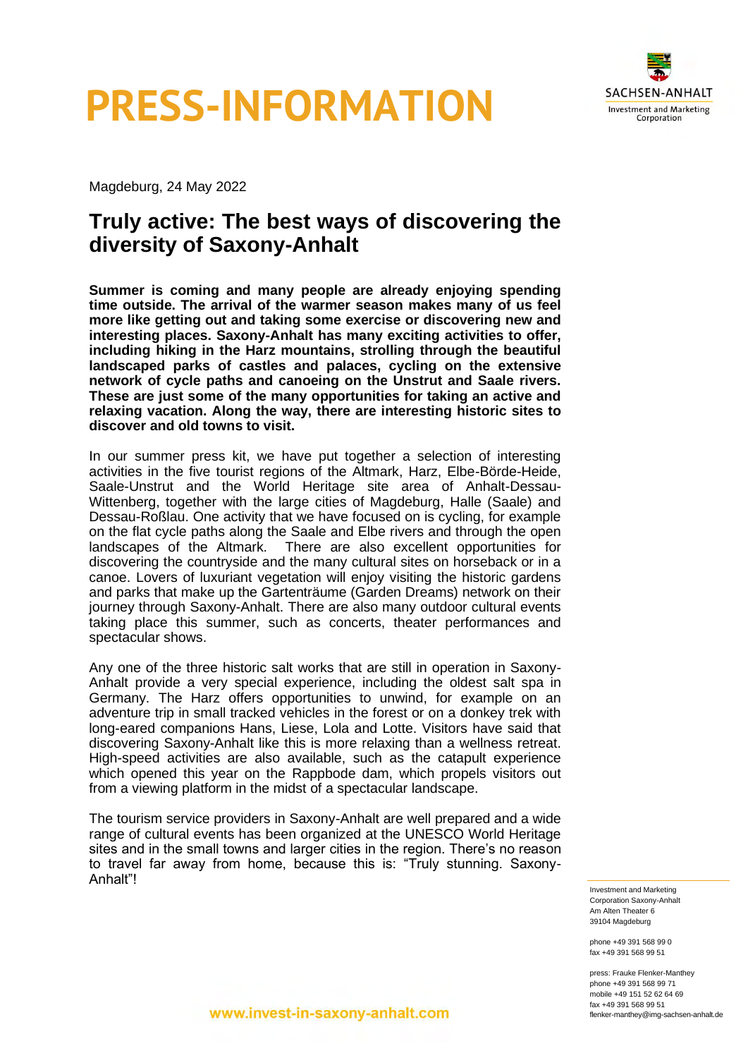# PRESS-INFORMATION

SACHSEN-ANHALT
Investment and Marketing Corporation

Magdeburg, 24 May 2022

## Truly active: The best ways of discovering the diversity of Saxony-Anhalt

**Summer is coming and many people are already enjoying spending time outside. The arrival of the warmer season makes many of us feel more like getting out and taking some exercise or discovering new and interesting places. Saxony-Anhalt has many exciting activities to offer, including hiking in the Harz mountains, strolling through the beautiful landscaped parks of castles and palaces, cycling on the extensive network of cycle paths and canoeing on the Unstrut and Saale rivers. These are just some of the many opportunities for taking an active and relaxing vacation. Along the way, there are interesting historic sites to discover and old towns to visit.**

In our summer press kit, we have put together a selection of interesting activities in the five tourist regions of the Altmark, Harz, Elbe-Börde-Heide, Saale-Unstrut and the World Heritage site area of Anhalt-Dessau-Wittenberg, together with the large cities of Magdeburg, Halle (Saale) and Dessau-Roßlau. One activity that we have focused on is cycling, for example on the flat cycle paths along the Saale and Elbe rivers and through the open landscapes of the Altmark. There are also excellent opportunities for discovering the countryside and the many cultural sites on horseback or in a canoe. Lovers of luxuriant vegetation will enjoy visiting the historic gardens and parks that make up the Gartenträume (Garden Dreams) network on their journey through Saxony-Anhalt. There are also many outdoor cultural events taking place this summer, such as concerts, theater performances and spectacular shows.

Any one of the three historic salt works that are still in operation in Saxony-Anhalt provide a very special experience, including the oldest salt spa in Germany. The Harz offers opportunities to unwind, for example on an adventure trip in small tracked vehicles in the forest or on a donkey trek with long-eared companions Hans, Liese, Lola and Lotte. Visitors have said that discovering Saxony-Anhalt like this is more relaxing than a wellness retreat. High-speed activities are also available, such as the catapult experience which opened this year on the Rappbode dam, which propels visitors out from a viewing platform in the midst of a spectacular landscape.

The tourism service providers in Saxony-Anhalt are well prepared and a wide range of cultural events has been organized at the UNESCO World Heritage sites and in the small towns and larger cities in the region. There's no reason to travel far away from home, because this is: "Truly stunning. Saxony-Anhalt"!

Investment and Marketing Corporation Saxony-Anhalt
Am Alten Theater 6
39104 Magdeburg

phone +49 391 568 99 0
fax +49 391 568 99 51

press: Frauke Flenker-Manthey
phone +49 391 568 99 71
mobile +49 151 52 62 64 69
fax +49 391 568 99 51
flenker-manthey@img-sachsen-anhalt.de

www.invest-in-saxony-anhalt.com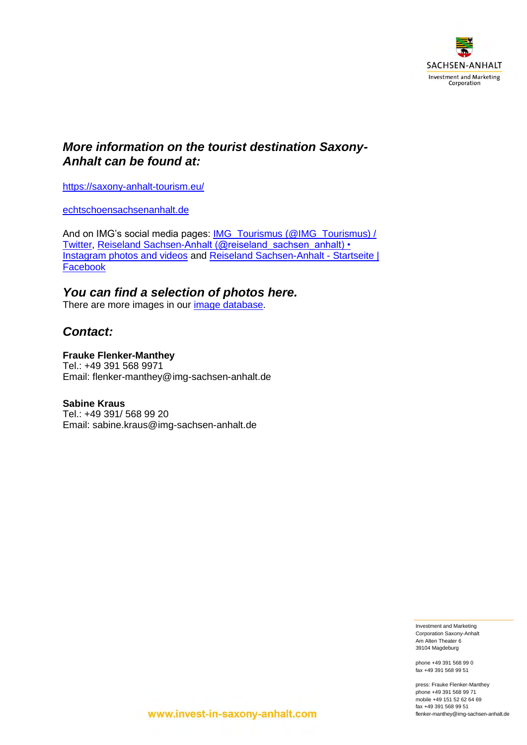## *More information on the tourist destination Saxony-Anhalt can be found at:*

https://saxony-anhalt-tourism.eu/

echtschoensachsenanhalt.de

And on IMG's social media pages: IMG_Tourismus (@IMG_Tourismus) / Twitter, Reiseland Sachsen-Anhalt (@reiseland_sachsen_anhalt) • Instagram photos and videos and Reiseland Sachsen-Anhalt - Startseite | Facebook

## *You can find a selection of photos here.*

There are more images in our image database.

## *Contact:*

**Frauke Flenker-Manthey**
Tel.: +49 391 568 9971
Email: flenker-manthey@img-sachsen-anhalt.de

**Sabine Kraus**
Tel.: +49 391/ 568 99 20
Email: sabine.kraus@img-sachsen-anhalt.de

Investment and Marketing
Corporation Saxony-Anhalt
Am Alten Theater 6
39104 Magdeburg

phone +49 391 568 99 0
fax +49 391 568 99 51

press: Frauke Flenker-Manthey
phone +49 391 568 99 71
mobile +49 151 52 62 64 69
fax +49 391 568 99 51
flenker-manthey@img-sachsen-anhalt.de

www.invest-in-saxony-anhalt.com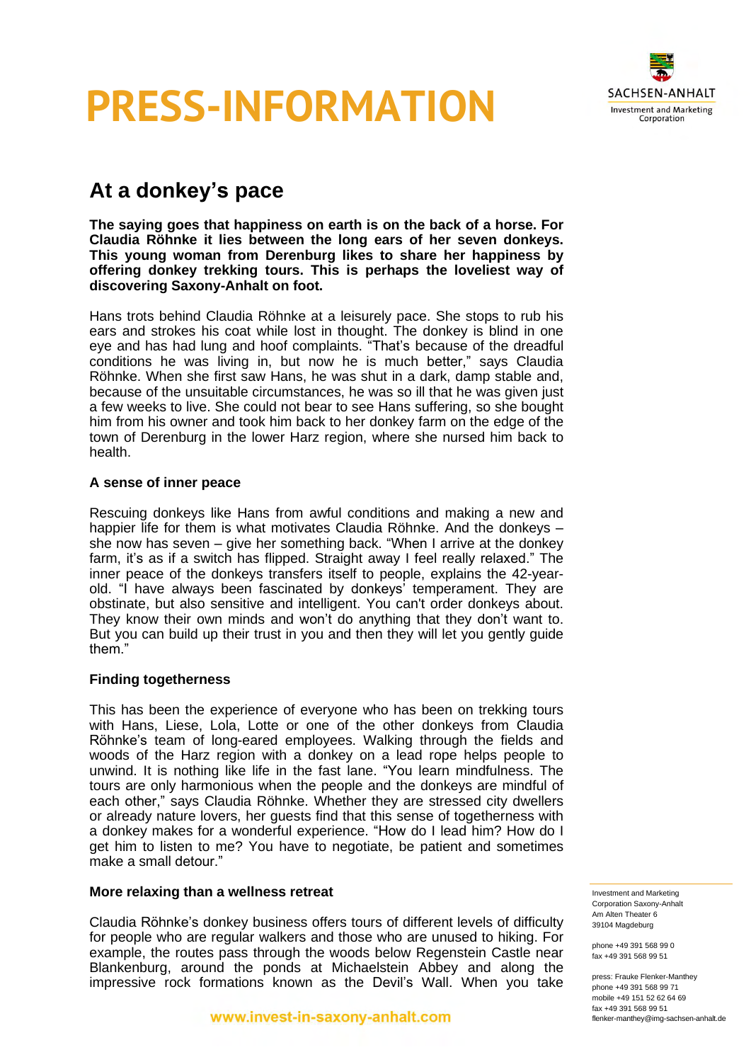# PRESS-INFORMATION

## At a donkey's pace

**The saying goes that happiness on earth is on the back of a horse. For Claudia Röhnke it lies between the long ears of her seven donkeys. This young woman from Derenburg likes to share her happiness by offering donkey trekking tours. This is perhaps the loveliest way of discovering Saxony-Anhalt on foot.**

Hans trots behind Claudia Röhnke at a leisurely pace. She stops to rub his ears and strokes his coat while lost in thought. The donkey is blind in one eye and has had lung and hoof complaints. "That's because of the dreadful conditions he was living in, but now he is much better," says Claudia Röhnke. When she first saw Hans, he was shut in a dark, damp stable and, because of the unsuitable circumstances, he was so ill that he was given just a few weeks to live. She could not bear to see Hans suffering, so she bought him from his owner and took him back to her donkey farm on the edge of the town of Derenburg in the lower Harz region, where she nursed him back to health.

### A sense of inner peace

Rescuing donkeys like Hans from awful conditions and making a new and happier life for them is what motivates Claudia Röhnke. And the donkeys – she now has seven – give her something back. "When I arrive at the donkey farm, it's as if a switch has flipped. Straight away I feel really relaxed." The inner peace of the donkeys transfers itself to people, explains the 42-year-old. "I have always been fascinated by donkeys' temperament. They are obstinate, but also sensitive and intelligent. You can't order donkeys about. They know their own minds and won't do anything that they don't want to. But you can build up their trust in you and then they will let you gently guide them."

### Finding togetherness

This has been the experience of everyone who has been on trekking tours with Hans, Liese, Lola, Lotte or one of the other donkeys from Claudia Röhnke's team of long-eared employees. Walking through the fields and woods of the Harz region with a donkey on a lead rope helps people to unwind. It is nothing like life in the fast lane. "You learn mindfulness. The tours are only harmonious when the people and the donkeys are mindful of each other," says Claudia Röhnke. Whether they are stressed city dwellers or already nature lovers, her guests find that this sense of togetherness with a donkey makes for a wonderful experience. "How do I lead him? How do I get him to listen to me? You have to negotiate, be patient and sometimes make a small detour."

### More relaxing than a wellness retreat

Claudia Röhnke's donkey business offers tours of different levels of difficulty for people who are regular walkers and those who are unused to hiking. For example, the routes pass through the woods below Regenstein Castle near Blankenburg, around the ponds at Michaelstein Abbey and along the impressive rock formations known as the Devil's Wall. When you take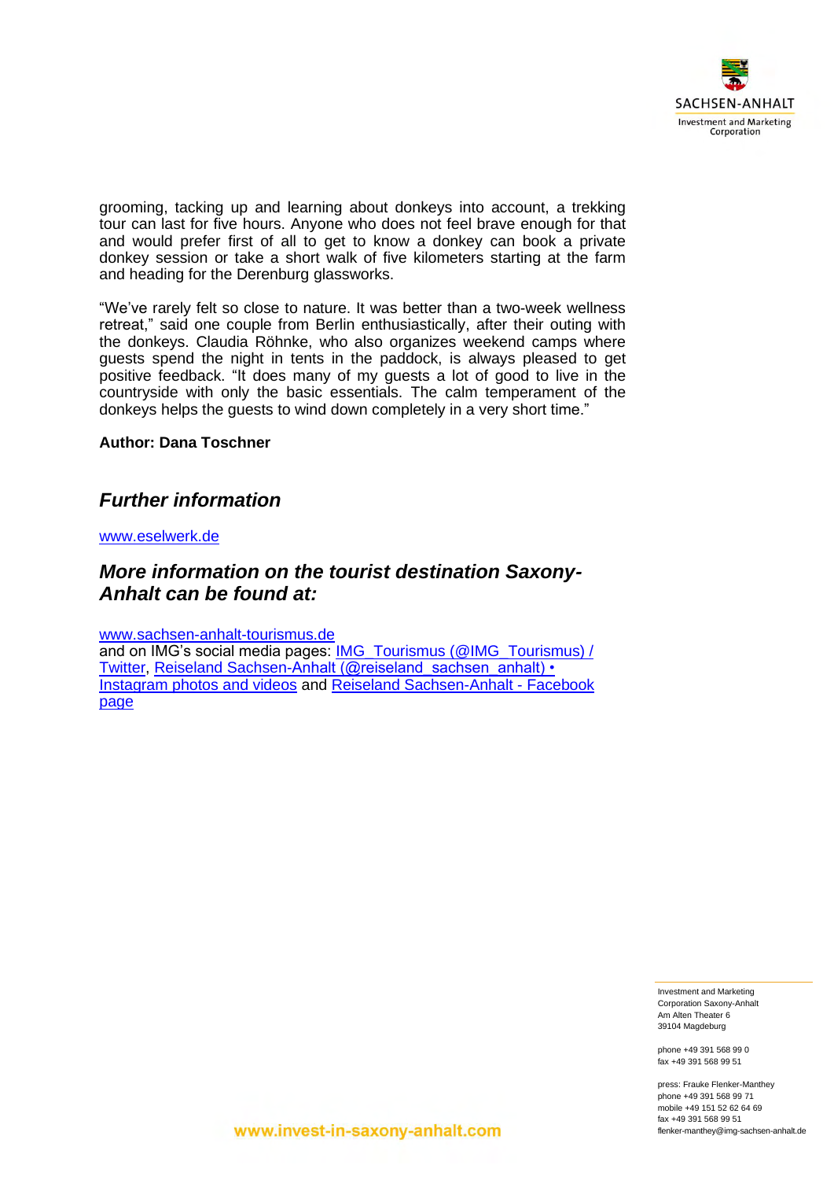grooming, tacking up and learning about donkeys into account, a trekking tour can last for five hours. Anyone who does not feel brave enough for that and would prefer first of all to get to know a donkey can book a private donkey session or take a short walk of five kilometers starting at the farm and heading for the Derenburg glassworks.

"We've rarely felt so close to nature. It was better than a two-week wellness retreat," said one couple from Berlin enthusiastically, after their outing with the donkeys. Claudia Röhnke, who also organizes weekend camps where guests spend the night in tents in the paddock, is always pleased to get positive feedback. "It does many of my guests a lot of good to live in the countryside with only the basic essentials. The calm temperament of the donkeys helps the guests to wind down completely in a very short time."

**Author: Dana Toschner**

## *Further information*

[www.eselwerk.de](www.eselwerk.de)

## *More information on the tourist destination Saxony-Anhalt can be found at:*

[www.sachsen-anhalt-tourismus.de](www.sachsen-anhalt-tourismus.de)
and on IMG's social media pages: IMG_Tourismus (@IMG_Tourismus) / Twitter, Reiseland Sachsen-Anhalt (@reiseland_sachsen_anhalt) • Instagram photos and videos and Reiseland Sachsen-Anhalt - Facebook page

Investment and Marketing Corporation Saxony-Anhalt
Am Alten Theater 6
39104 Magdeburg

phone +49 391 568 99 0
fax +49 391 568 99 51

press: Frauke Flenker-Manthey
phone +49 391 568 99 71
mobile +49 151 52 62 64 69
fax +49 391 568 99 51
flenker-manthey@img-sachsen-anhalt.de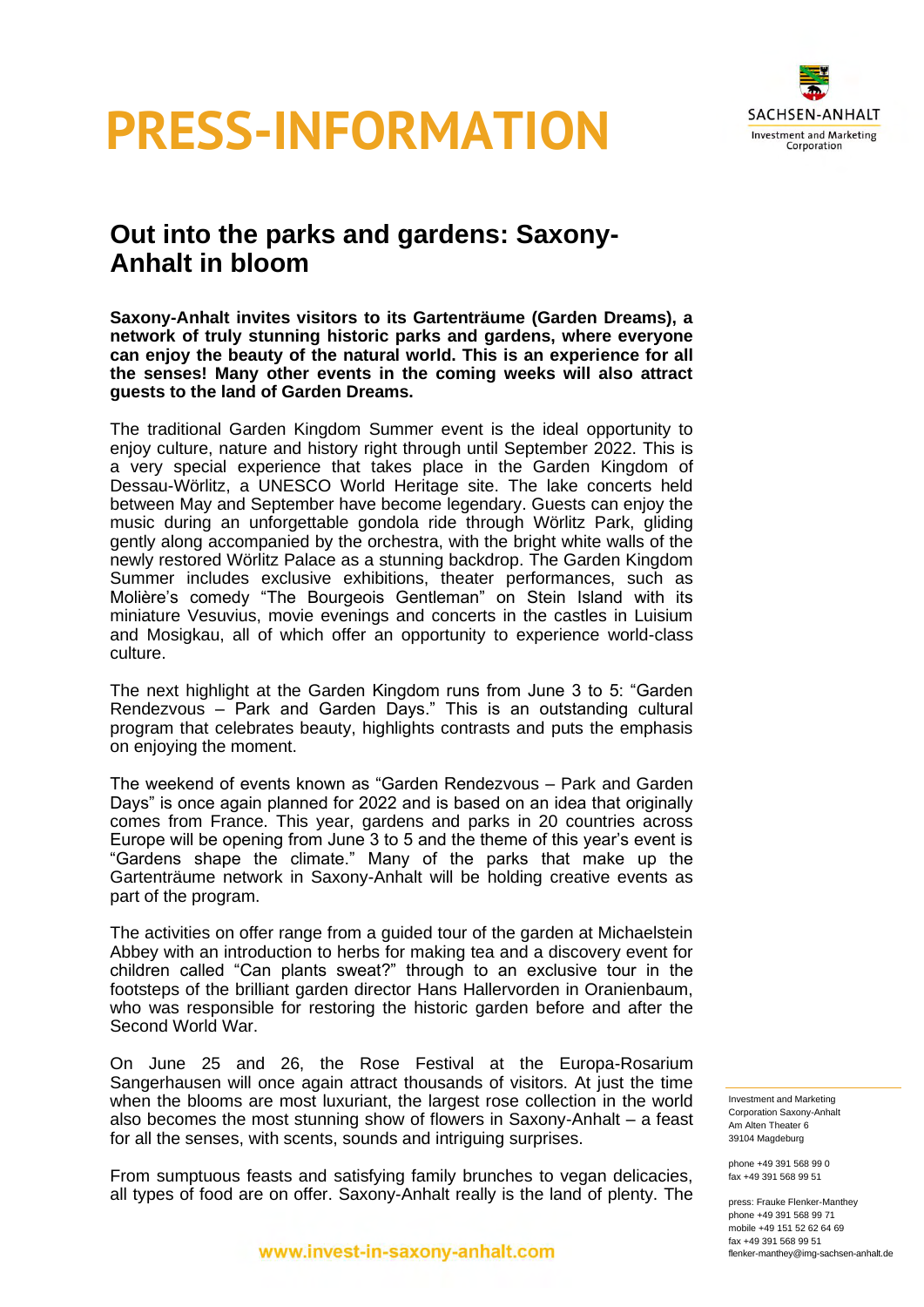# PRESS-INFORMATION

## Out into the parks and gardens: Saxony-Anhalt in bloom

**Saxony-Anhalt invites visitors to its Gartenträume (Garden Dreams), a network of truly stunning historic parks and gardens, where everyone can enjoy the beauty of the natural world. This is an experience for all the senses! Many other events in the coming weeks will also attract guests to the land of Garden Dreams.**

The traditional Garden Kingdom Summer event is the ideal opportunity to enjoy culture, nature and history right through until September 2022. This is a very special experience that takes place in the Garden Kingdom of Dessau-Wörlitz, a UNESCO World Heritage site. The lake concerts held between May and September have become legendary. Guests can enjoy the music during an unforgettable gondola ride through Wörlitz Park, gliding gently along accompanied by the orchestra, with the bright white walls of the newly restored Wörlitz Palace as a stunning backdrop. The Garden Kingdom Summer includes exclusive exhibitions, theater performances, such as Molière's comedy "The Bourgeois Gentleman" on Stein Island with its miniature Vesuvius, movie evenings and concerts in the castles in Luisium and Mosigkau, all of which offer an opportunity to experience world-class culture.

The next highlight at the Garden Kingdom runs from June 3 to 5: "Garden Rendezvous – Park and Garden Days." This is an outstanding cultural program that celebrates beauty, highlights contrasts and puts the emphasis on enjoying the moment.

The weekend of events known as "Garden Rendezvous – Park and Garden Days" is once again planned for 2022 and is based on an idea that originally comes from France. This year, gardens and parks in 20 countries across Europe will be opening from June 3 to 5 and the theme of this year's event is "Gardens shape the climate." Many of the parks that make up the Gartenträume network in Saxony-Anhalt will be holding creative events as part of the program.

The activities on offer range from a guided tour of the garden at Michaelstein Abbey with an introduction to herbs for making tea and a discovery event for children called "Can plants sweat?" through to an exclusive tour in the footsteps of the brilliant garden director Hans Hallervorden in Oranienbaum, who was responsible for restoring the historic garden before and after the Second World War.

On June 25 and 26, the Rose Festival at the Europa-Rosarium Sangerhausen will once again attract thousands of visitors. At just the time when the blooms are most luxuriant, the largest rose collection in the world also becomes the most stunning show of flowers in Saxony-Anhalt – a feast for all the senses, with scents, sounds and intriguing surprises.

From sumptuous feasts and satisfying family brunches to vegan delicacies, all types of food are on offer. Saxony-Anhalt really is the land of plenty. The

Investment and Marketing Corporation Saxony-Anhalt
Am Alten Theater 6
39104 Magdeburg

phone +49 391 568 99 0
fax +49 391 568 99 51

press: Frauke Flenker-Manthey
phone +49 391 568 99 71
mobile +49 151 52 62 64 69
fax +49 391 568 99 51
flenker-manthey@img-sachsen-anhalt.de

www.invest-in-saxony-anhalt.com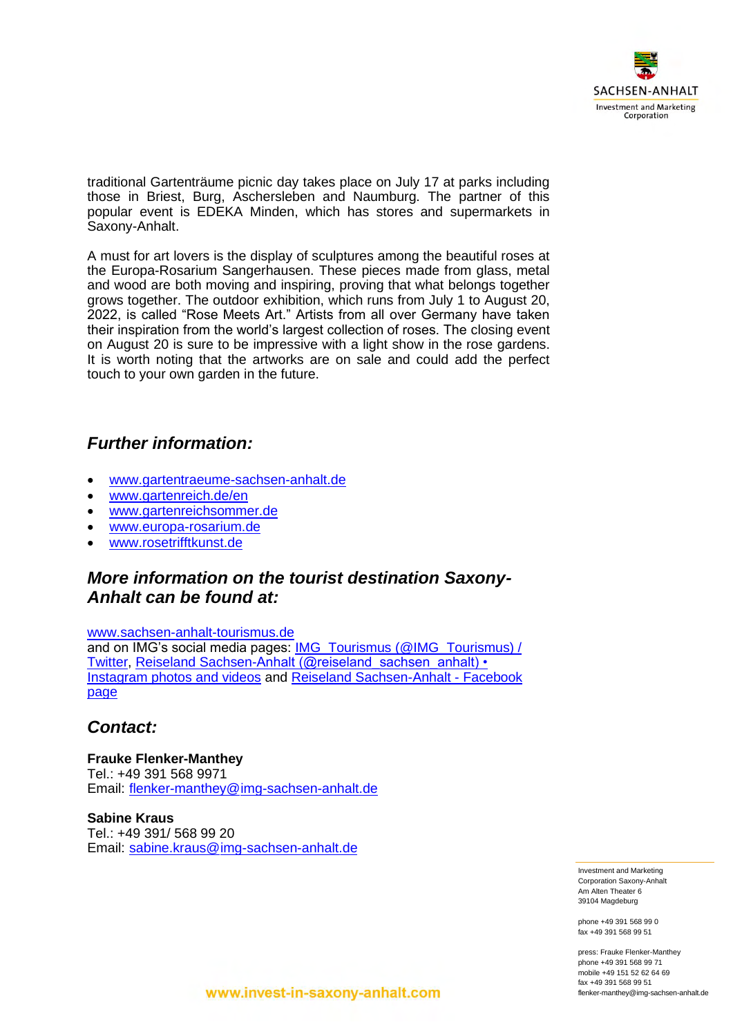traditional Gartenträume picnic day takes place on July 17 at parks including those in Briest, Burg, Aschersleben and Naumburg. The partner of this popular event is EDEKA Minden, which has stores and supermarkets in Saxony-Anhalt.

A must for art lovers is the display of sculptures among the beautiful roses at the Europa-Rosarium Sangerhausen. These pieces made from glass, metal and wood are both moving and inspiring, proving that what belongs together grows together. The outdoor exhibition, which runs from July 1 to August 20, 2022, is called "Rose Meets Art." Artists from all over Germany have taken their inspiration from the world's largest collection of roses. The closing event on August 20 is sure to be impressive with a light show in the rose gardens. It is worth noting that the artworks are on sale and could add the perfect touch to your own garden in the future.

## *Further information:*

- www.gartentraeume-sachsen-anhalt.de
- www.gartenreich.de/en
- www.gartenreichsommer.de
- www.europa-rosarium.de
- www.rosetrifftkunst.de

## *More information on the tourist destination Saxony-Anhalt can be found at:*

www.sachsen-anhalt-tourismus.de
and on IMG's social media pages: IMG_Tourismus (@IMG_Tourismus) / Twitter, Reiseland Sachsen-Anhalt (@reiseland_sachsen_anhalt) • Instagram photos and videos and Reiseland Sachsen-Anhalt - Facebook page

## *Contact:*

**Frauke Flenker-Manthey**
Tel.: +49 391 568 9971
Email: flenker-manthey@img-sachsen-anhalt.de

**Sabine Kraus**
Tel.: +49 391/ 568 99 20
Email: sabine.kraus@img-sachsen-anhalt.de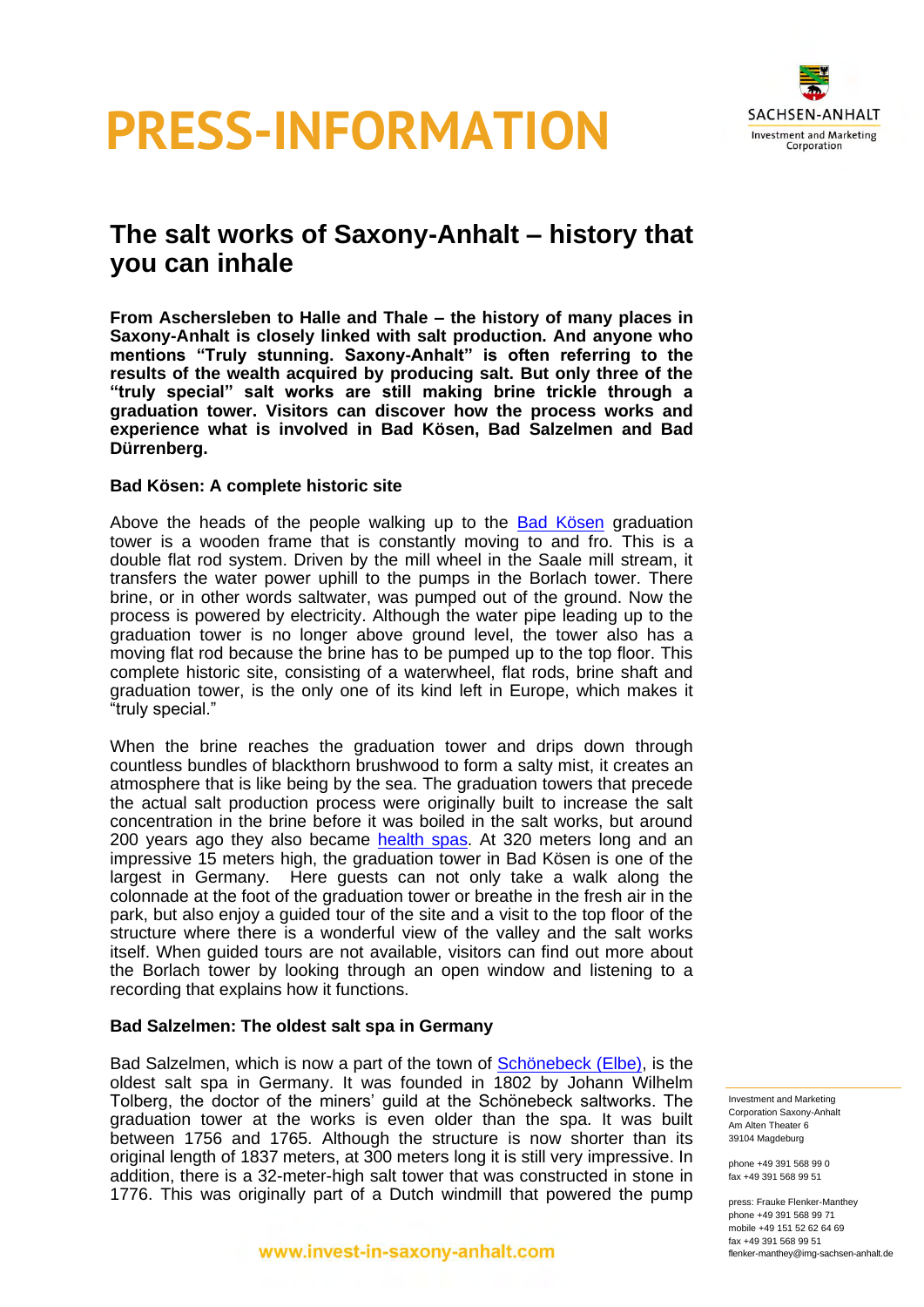# PRESS-INFORMATION

## The salt works of Saxony-Anhalt – history that you can inhale

**From Aschersleben to Halle and Thale – the history of many places in Saxony-Anhalt is closely linked with salt production. And anyone who mentions "Truly stunning. Saxony-Anhalt" is often referring to the results of the wealth acquired by producing salt. But only three of the "truly special" salt works are still making brine trickle through a graduation tower. Visitors can discover how the process works and experience what is involved in Bad Kösen, Bad Salzelmen and Bad Dürrenberg.**

### Bad Kösen: A complete historic site

Above the heads of the people walking up to the Bad Kösen graduation tower is a wooden frame that is constantly moving to and fro. This is a double flat rod system. Driven by the mill wheel in the Saale mill stream, it transfers the water power uphill to the pumps in the Borlach tower. There brine, or in other words saltwater, was pumped out of the ground. Now the process is powered by electricity. Although the water pipe leading up to the graduation tower is no longer above ground level, the tower also has a moving flat rod because the brine has to be pumped up to the top floor. This complete historic site, consisting of a waterwheel, flat rods, brine shaft and graduation tower, is the only one of its kind left in Europe, which makes it "truly special."

When the brine reaches the graduation tower and drips down through countless bundles of blackthorn brushwood to form a salty mist, it creates an atmosphere that is like being by the sea. The graduation towers that precede the actual salt production process were originally built to increase the salt concentration in the brine before it was boiled in the salt works, but around 200 years ago they also became health spas. At 320 meters long and an impressive 15 meters high, the graduation tower in Bad Kösen is one of the largest in Germany. Here guests can not only take a walk along the colonnade at the foot of the graduation tower or breathe in the fresh air in the park, but also enjoy a guided tour of the site and a visit to the top floor of the structure where there is a wonderful view of the valley and the salt works itself. When guided tours are not available, visitors can find out more about the Borlach tower by looking through an open window and listening to a recording that explains how it functions.

### Bad Salzelmen: The oldest salt spa in Germany

Bad Salzelmen, which is now a part of the town of Schönebeck (Elbe), is the oldest salt spa in Germany. It was founded in 1802 by Johann Wilhelm Tolberg, the doctor of the miners' guild at the Schönebeck saltworks. The graduation tower at the works is even older than the spa. It was built between 1756 and 1765. Although the structure is now shorter than its original length of 1837 meters, at 300 meters long it is still very impressive. In addition, there is a 32-meter-high salt tower that was constructed in stone in 1776. This was originally part of a Dutch windmill that powered the pump

Investment and Marketing Corporation Saxony-Anhalt
Am Alten Theater 6
39104 Magdeburg

phone +49 391 568 99 0
fax +49 391 568 99 51

press: Frauke Flenker-Manthey
phone +49 391 568 99 71
mobile +49 151 52 62 64 69
fax +49 391 568 99 51
flenker-manthey@img-sachsen-anhalt.de

www.invest-in-saxony-anhalt.com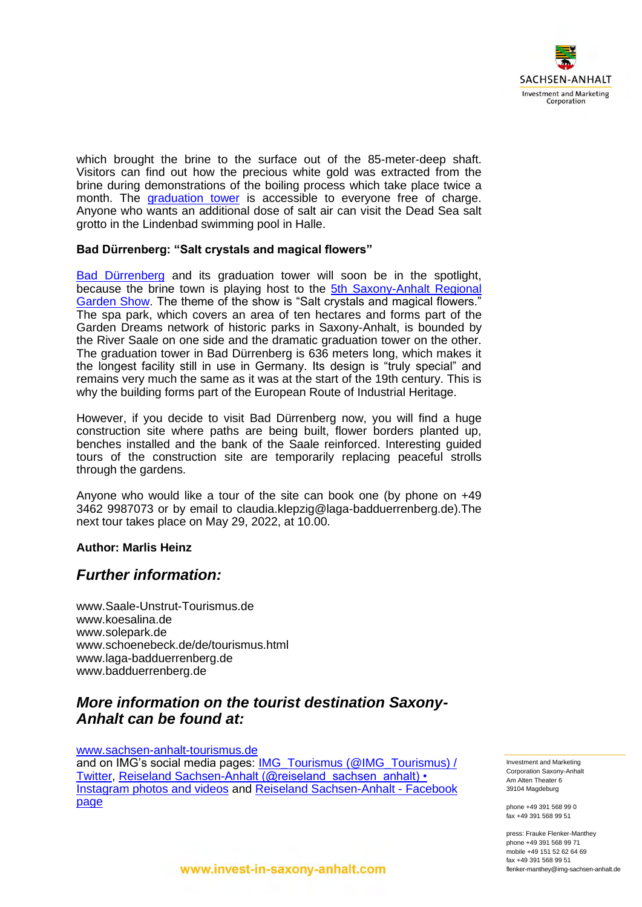which brought the brine to the surface out of the 85-meter-deep shaft. Visitors can find out how the precious white gold was extracted from the brine during demonstrations of the boiling process which take place twice a month. The graduation tower is accessible to everyone free of charge. Anyone who wants an additional dose of salt air can visit the Dead Sea salt grotto in the Lindenbad swimming pool in Halle.

**Bad Dürrenberg: "Salt crystals and magical flowers"**

Bad Dürrenberg and its graduation tower will soon be in the spotlight, because the brine town is playing host to the 5th Saxony-Anhalt Regional Garden Show. The theme of the show is "Salt crystals and magical flowers." The spa park, which covers an area of ten hectares and forms part of the Garden Dreams network of historic parks in Saxony-Anhalt, is bounded by the River Saale on one side and the dramatic graduation tower on the other. The graduation tower in Bad Dürrenberg is 636 meters long, which makes it the longest facility still in use in Germany. Its design is "truly special" and remains very much the same as it was at the start of the 19th century. This is why the building forms part of the European Route of Industrial Heritage.

However, if you decide to visit Bad Dürrenberg now, you will find a huge construction site where paths are being built, flower borders planted up, benches installed and the bank of the Saale reinforced. Interesting guided tours of the construction site are temporarily replacing peaceful strolls through the gardens.

Anyone who would like a tour of the site can book one (by phone on +49 3462 9987073 or by email to claudia.klepzig@laga-badduerrenberg.de).The next tour takes place on May 29, 2022, at 10.00.

**Author: Marlis Heinz**

## *Further information:*

www.Saale-Unstrut-Tourismus.de
www.koesalina.de
www.solepark.de
www.schoenebeck.de/de/tourismus.html
www.laga-badduerrenberg.de
www.badduerrenberg.de

## *More information on the tourist destination Saxony-Anhalt can be found at:*

www.sachsen-anhalt-tourismus.de
and on IMG's social media pages: IMG_Tourismus (@IMG_Tourismus) / Twitter, Reiseland Sachsen-Anhalt (@reiseland_sachsen_anhalt) • Instagram photos and videos and Reiseland Sachsen-Anhalt - Facebook page

Investment and Marketing Corporation Saxony-Anhalt
Am Alten Theater 6
39104 Magdeburg

phone +49 391 568 99 0
fax +49 391 568 99 51

press: Frauke Flenker-Manthey
phone +49 391 568 99 71
mobile +49 151 52 62 64 69
fax +49 391 568 99 51
flenker-manthey@img-sachsen-anhalt.de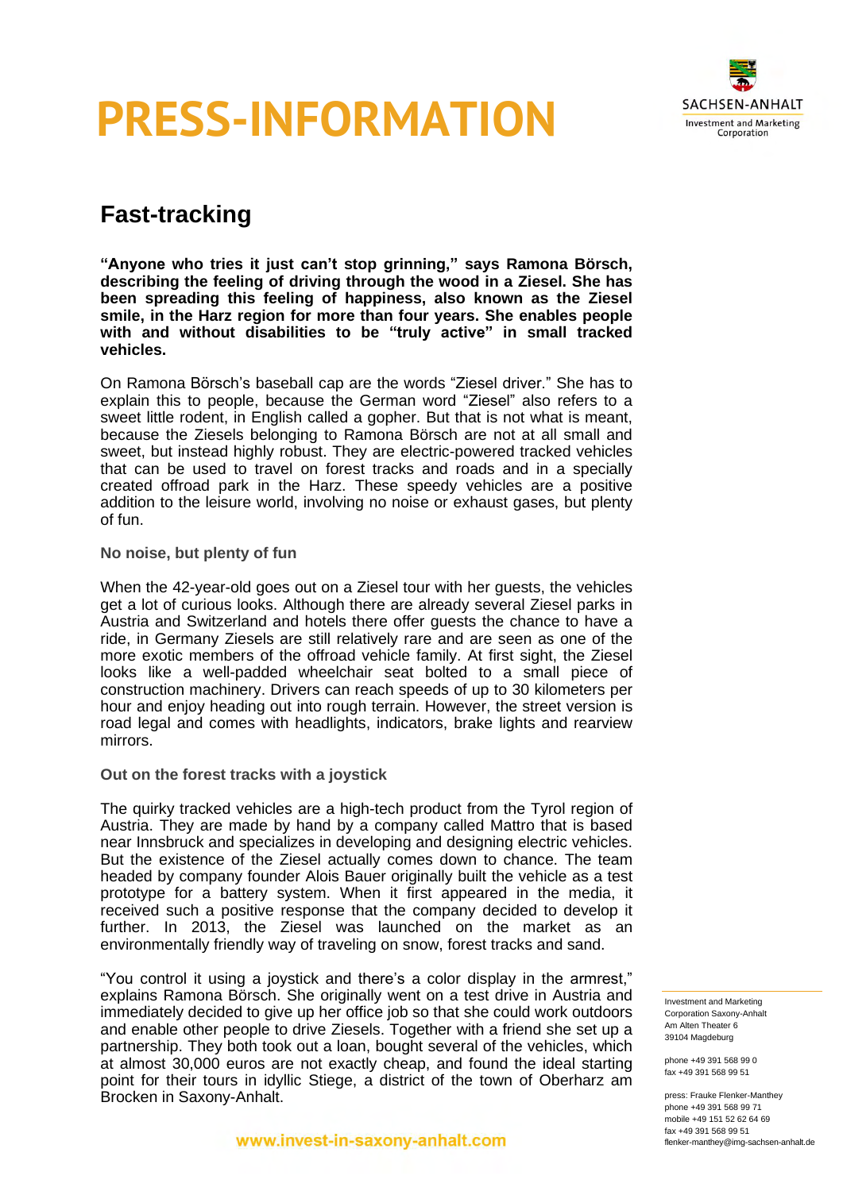# PRESS-INFORMATION

## Fast-tracking

**"Anyone who tries it just can't stop grinning," says Ramona Börsch, describing the feeling of driving through the wood in a Ziesel. She has been spreading this feeling of happiness, also known as the Ziesel smile, in the Harz region for more than four years. She enables people with and without disabilities to be "truly active" in small tracked vehicles.**

On Ramona Börsch's baseball cap are the words "Ziesel driver." She has to explain this to people, because the German word "Ziesel" also refers to a sweet little rodent, in English called a gopher. But that is not what is meant, because the Ziesels belonging to Ramona Börsch are not at all small and sweet, but instead highly robust. They are electric-powered tracked vehicles that can be used to travel on forest tracks and roads and in a specially created offroad park in the Harz. These speedy vehicles are a positive addition to the leisure world, involving no noise or exhaust gases, but plenty of fun.

### No noise, but plenty of fun

When the 42-year-old goes out on a Ziesel tour with her guests, the vehicles get a lot of curious looks. Although there are already several Ziesel parks in Austria and Switzerland and hotels there offer guests the chance to have a ride, in Germany Ziesels are still relatively rare and are seen as one of the more exotic members of the offroad vehicle family. At first sight, the Ziesel looks like a well-padded wheelchair seat bolted to a small piece of construction machinery. Drivers can reach speeds of up to 30 kilometers per hour and enjoy heading out into rough terrain. However, the street version is road legal and comes with headlights, indicators, brake lights and rearview mirrors.

### Out on the forest tracks with a joystick

The quirky tracked vehicles are a high-tech product from the Tyrol region of Austria. They are made by hand by a company called Mattro that is based near Innsbruck and specializes in developing and designing electric vehicles. But the existence of the Ziesel actually comes down to chance. The team headed by company founder Alois Bauer originally built the vehicle as a test prototype for a battery system. When it first appeared in the media, it received such a positive response that the company decided to develop it further. In 2013, the Ziesel was launched on the market as an environmentally friendly way of traveling on snow, forest tracks and sand.

"You control it using a joystick and there's a color display in the armrest," explains Ramona Börsch. She originally went on a test drive in Austria and immediately decided to give up her office job so that she could work outdoors and enable other people to drive Ziesels. Together with a friend she set up a partnership. They both took out a loan, bought several of the vehicles, which at almost 30,000 euros are not exactly cheap, and found the ideal starting point for their tours in idyllic Stiege, a district of the town of Oberharz am Brocken in Saxony-Anhalt.

Investment and Marketing Corporation Saxony-Anhalt
Am Alten Theater 6
39104 Magdeburg

phone +49 391 568 99 0
fax +49 391 568 99 51

press: Frauke Flenker-Manthey
phone +49 391 568 99 71
mobile +49 151 52 62 64 69
fax +49 391 568 99 51
flenker-manthey@img-sachsen-anhalt.de

www.invest-in-saxony-anhalt.com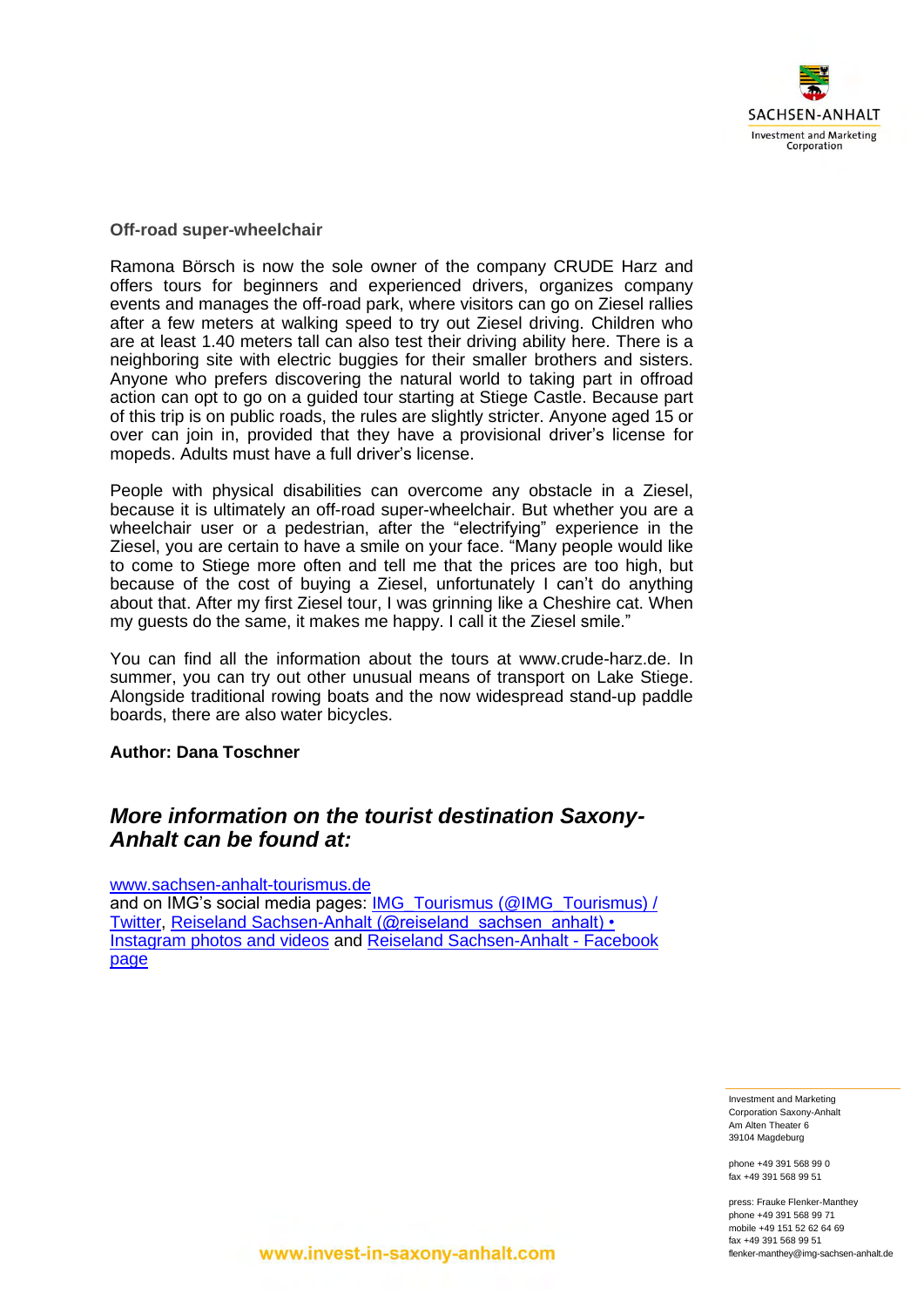**Off-road super-wheelchair**

Ramona Börsch is now the sole owner of the company CRUDE Harz and offers tours for beginners and experienced drivers, organizes company events and manages the off-road park, where visitors can go on Ziesel rallies after a few meters at walking speed to try out Ziesel driving. Children who are at least 1.40 meters tall can also test their driving ability here. There is a neighboring site with electric buggies for their smaller brothers and sisters. Anyone who prefers discovering the natural world to taking part in offroad action can opt to go on a guided tour starting at Stiege Castle. Because part of this trip is on public roads, the rules are slightly stricter. Anyone aged 15 or over can join in, provided that they have a provisional driver's license for mopeds. Adults must have a full driver's license.

People with physical disabilities can overcome any obstacle in a Ziesel, because it is ultimately an off-road super-wheelchair. But whether you are a wheelchair user or a pedestrian, after the "electrifying" experience in the Ziesel, you are certain to have a smile on your face. "Many people would like to come to Stiege more often and tell me that the prices are too high, but because of the cost of buying a Ziesel, unfortunately I can't do anything about that. After my first Ziesel tour, I was grinning like a Cheshire cat. When my guests do the same, it makes me happy. I call it the Ziesel smile."

You can find all the information about the tours at www.crude-harz.de. In summer, you can try out other unusual means of transport on Lake Stiege. Alongside traditional rowing boats and the now widespread stand-up paddle boards, there are also water bicycles.

**Author: Dana Toschner**

## ***More information on the tourist destination Saxony-Anhalt can be found at:***

www.sachsen-anhalt-tourismus.de
and on IMG's social media pages: IMG_Tourismus (@IMG_Tourismus) / Twitter, Reiseland Sachsen-Anhalt (@reiseland_sachsen_anhalt) • Instagram photos and videos and Reiseland Sachsen-Anhalt - Facebook page

Investment and Marketing Corporation Saxony-Anhalt
Am Alten Theater 6
39104 Magdeburg

phone +49 391 568 99 0
fax +49 391 568 99 51

press: Frauke Flenker-Manthey
phone +49 391 568 99 71
mobile +49 151 52 62 64 69
fax +49 391 568 99 51
flenker-manthey@img-sachsen-anhalt.de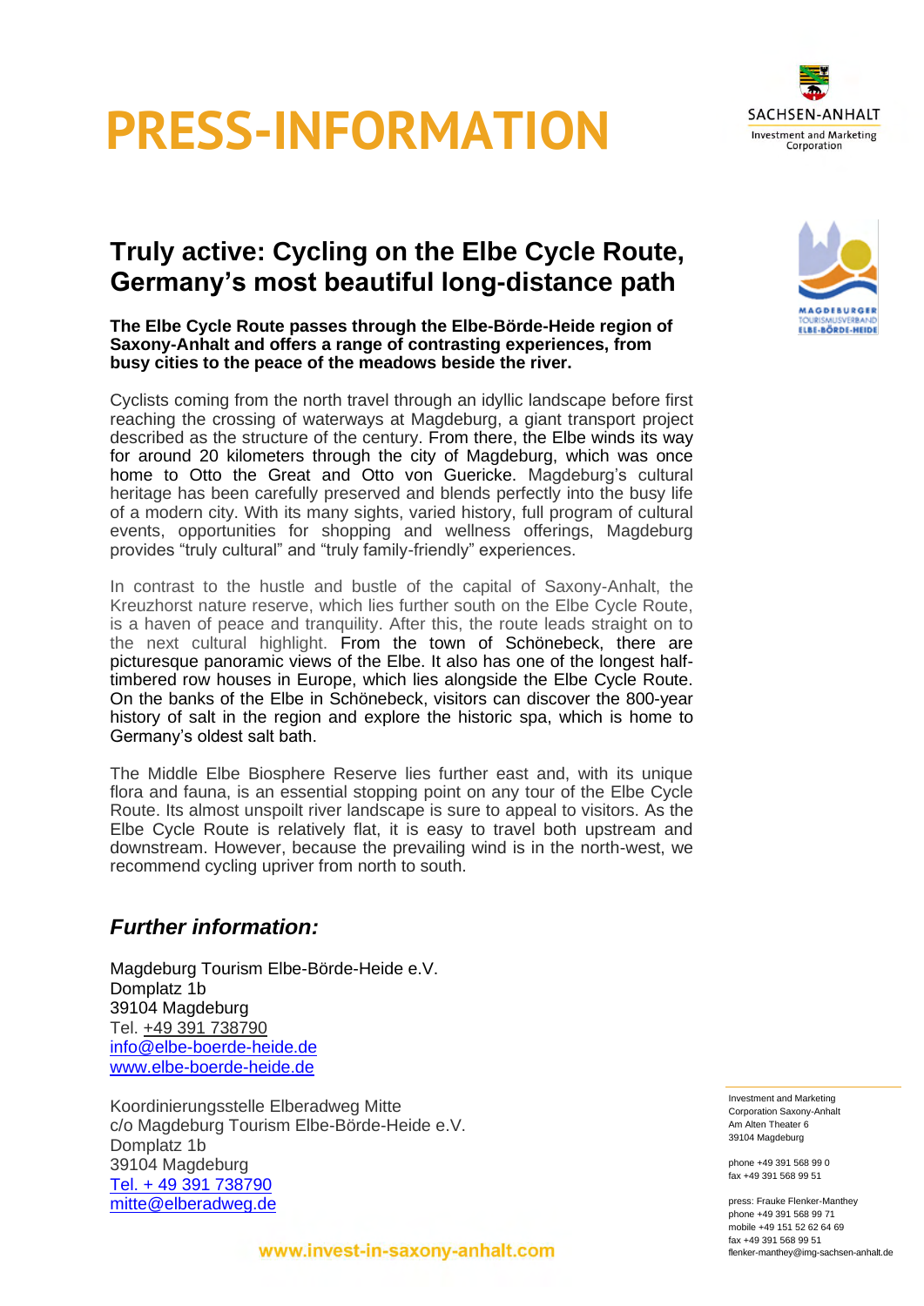# PRESS-INFORMATION

SACHSEN-ANHALT
Investment and Marketing Corporation

MAGDEBURGER TOURISMUSVERBAND ELBE-BÖRDE-HEIDE

## Truly active: Cycling on the Elbe Cycle Route, Germany's most beautiful long-distance path

**The Elbe Cycle Route passes through the Elbe-Börde-Heide region of Saxony-Anhalt and offers a range of contrasting experiences, from busy cities to the peace of the meadows beside the river.**

Cyclists coming from the north travel through an idyllic landscape before first reaching the crossing of waterways at Magdeburg, a giant transport project described as the structure of the century. From there, the Elbe winds its way for around 20 kilometers through the city of Magdeburg, which was once home to Otto the Great and Otto von Guericke. Magdeburg's cultural heritage has been carefully preserved and blends perfectly into the busy life of a modern city. With its many sights, varied history, full program of cultural events, opportunities for shopping and wellness offerings, Magdeburg provides "truly cultural" and "truly family-friendly" experiences.

In contrast to the hustle and bustle of the capital of Saxony-Anhalt, the Kreuzhorst nature reserve, which lies further south on the Elbe Cycle Route, is a haven of peace and tranquility. After this, the route leads straight on to the next cultural highlight. From the town of Schönebeck, there are picturesque panoramic views of the Elbe. It also has one of the longest half-timbered row houses in Europe, which lies alongside the Elbe Cycle Route. On the banks of the Elbe in Schönebeck, visitors can discover the 800-year history of salt in the region and explore the historic spa, which is home to Germany's oldest salt bath.

The Middle Elbe Biosphere Reserve lies further east and, with its unique flora and fauna, is an essential stopping point on any tour of the Elbe Cycle Route. Its almost unspoilt river landscape is sure to appeal to visitors. As the Elbe Cycle Route is relatively flat, it is easy to travel both upstream and downstream. However, because the prevailing wind is in the north-west, we recommend cycling upriver from north to south.

### *Further information:*

Magdeburg Tourism Elbe-Börde-Heide e.V.
Domplatz 1b
39104 Magdeburg
Tel. +49 391 738790
info@elbe-boerde-heide.de
www.elbe-boerde-heide.de

Koordinierungsstelle Elberadweg Mitte
c/o Magdeburg Tourism Elbe-Börde-Heide e.V.
Domplatz 1b
39104 Magdeburg
Tel. + 49 391 738790
mitte@elberadweg.de

Investment and Marketing Corporation Saxony-Anhalt
Am Alten Theater 6
39104 Magdeburg

phone +49 391 568 99 0
fax +49 391 568 99 51

press: Frauke Flenker-Manthey
phone +49 391 568 99 71
mobile +49 151 52 62 64 69
fax +49 391 568 99 51
flenker-manthey@img-sachsen-anhalt.de

www.invest-in-saxony-anhalt.com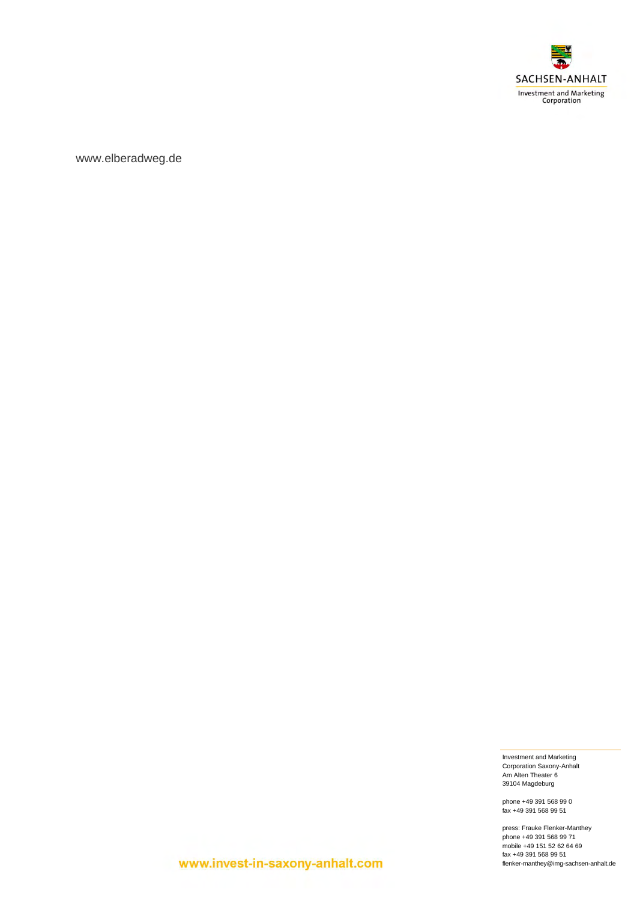www.elberadweg.de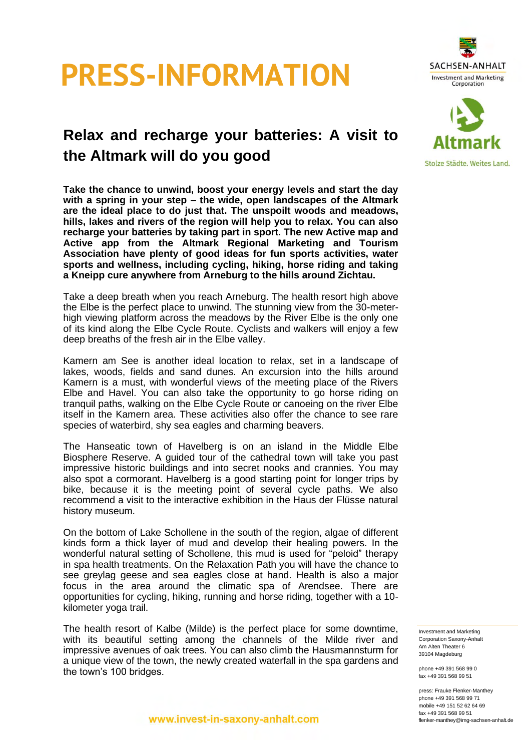# PRESS-INFORMATION

## Relax and recharge your batteries: A visit to the Altmark will do you good

**Take the chance to unwind, boost your energy levels and start the day with a spring in your step – the wide, open landscapes of the Altmark are the ideal place to do just that. The unspoilt woods and meadows, hills, lakes and rivers of the region will help you to relax. You can also recharge your batteries by taking part in sport. The new Active map and Active app from the Altmark Regional Marketing and Tourism Association have plenty of good ideas for fun sports activities, water sports and wellness, including cycling, hiking, horse riding and taking a Kneipp cure anywhere from Arneburg to the hills around Zichtau.**

Take a deep breath when you reach Arneburg. The health resort high above the Elbe is the perfect place to unwind. The stunning view from the 30-meter-high viewing platform across the meadows by the River Elbe is the only one of its kind along the Elbe Cycle Route. Cyclists and walkers will enjoy a few deep breaths of the fresh air in the Elbe valley.

Kamern am See is another ideal location to relax, set in a landscape of lakes, woods, fields and sand dunes. An excursion into the hills around Kamern is a must, with wonderful views of the meeting place of the Rivers Elbe and Havel. You can also take the opportunity to go horse riding on tranquil paths, walking on the Elbe Cycle Route or canoeing on the river Elbe itself in the Kamern area. These activities also offer the chance to see rare species of waterbird, shy sea eagles and charming beavers.

The Hanseatic town of Havelberg is on an island in the Middle Elbe Biosphere Reserve. A guided tour of the cathedral town will take you past impressive historic buildings and into secret nooks and crannies. You may also spot a cormorant. Havelberg is a good starting point for longer trips by bike, because it is the meeting point of several cycle paths. We also recommend a visit to the interactive exhibition in the Haus der Flüsse natural history museum.

On the bottom of Lake Schollene in the south of the region, algae of different kinds form a thick layer of mud and develop their healing powers. In the wonderful natural setting of Schollene, this mud is used for "peloid" therapy in spa health treatments. On the Relaxation Path you will have the chance to see greylag geese and sea eagles close at hand. Health is also a major focus in the area around the climatic spa of Arendsee. There are opportunities for cycling, hiking, running and horse riding, together with a 10-kilometer yoga trail.

The health resort of Kalbe (Milde) is the perfect place for some downtime, with its beautiful setting among the channels of the Milde river and impressive avenues of oak trees. You can also climb the Hausmannsturm for a unique view of the town, the newly created waterfall in the spa gardens and the town's 100 bridges.

Investment and Marketing Corporation Saxony-Anhalt
Am Alten Theater 6
39104 Magdeburg

phone +49 391 568 99 0
fax +49 391 568 99 51

press: Frauke Flenker-Manthey
phone +49 391 568 99 71
mobile +49 151 52 62 64 69
fax +49 391 568 99 51
flenker-manthey@img-sachsen-anhalt.de

www.invest-in-saxony-anhalt.com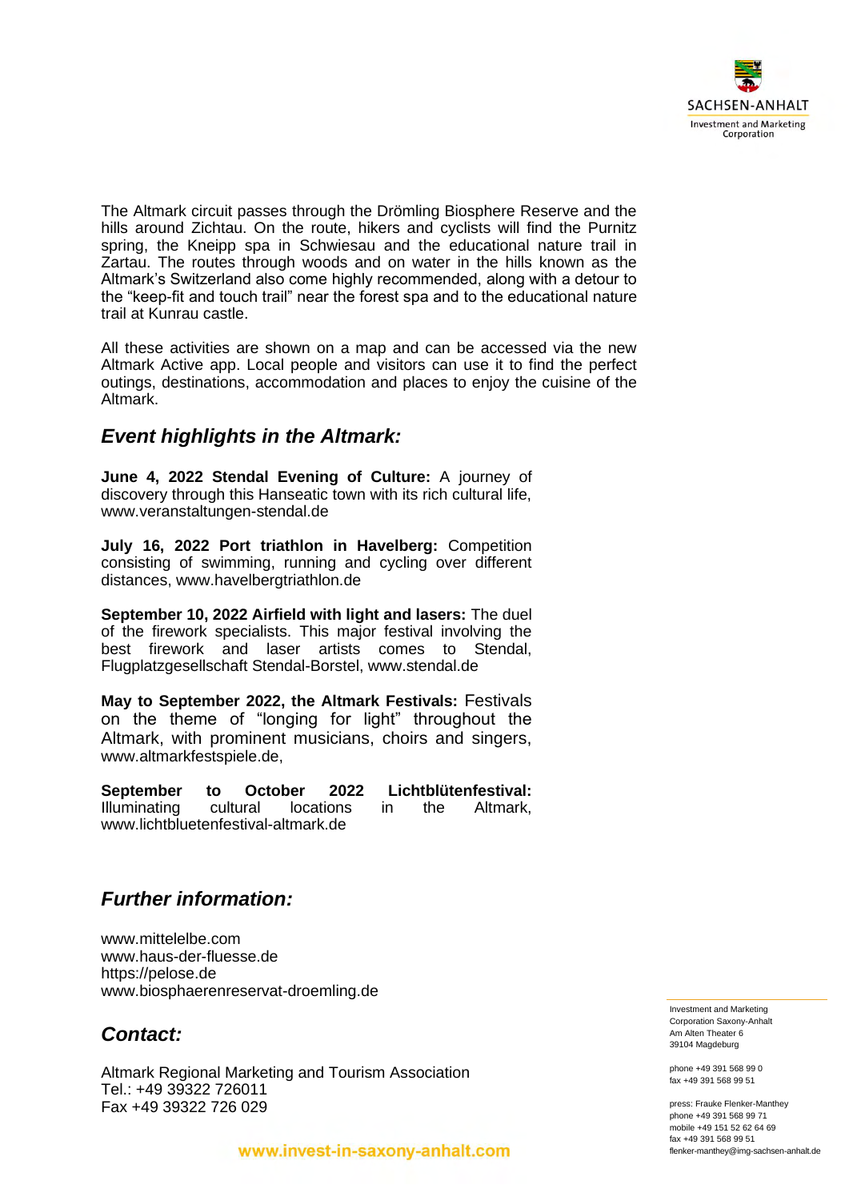The Altmark circuit passes through the Drömling Biosphere Reserve and the hills around Zichtau. On the route, hikers and cyclists will find the Purnitz spring, the Kneipp spa in Schwiesau and the educational nature trail in Zartau. The routes through woods and on water in the hills known as the Altmark's Switzerland also come highly recommended, along with a detour to the "keep-fit and touch trail" near the forest spa and to the educational nature trail at Kunrau castle.

All these activities are shown on a map and can be accessed via the new Altmark Active app. Local people and visitors can use it to find the perfect outings, destinations, accommodation and places to enjoy the cuisine of the Altmark.

## *Event highlights in the Altmark:*

**June 4, 2022 Stendal Evening of Culture:** A journey of discovery through this Hanseatic town with its rich cultural life, www.veranstaltungen-stendal.de

**July 16, 2022 Port triathlon in Havelberg:** Competition consisting of swimming, running and cycling over different distances, www.havelbergtriathlon.de

**September 10, 2022 Airfield with light and lasers:** The duel of the firework specialists. This major festival involving the best firework and laser artists comes to Stendal, Flugplatzgesellschaft Stendal-Borstel, www.stendal.de

**May to September 2022, the Altmark Festivals:** Festivals on the theme of "longing for light" throughout the Altmark, with prominent musicians, choirs and singers, www.altmarkfestspiele.de,

**September to October 2022 Lichtblütenfestival:** Illuminating cultural locations in the Altmark, www.lichtbluetenfestival-altmark.de

## *Further information:*

www.mittelelbe.com
www.haus-der-fluesse.de
https://pelose.de
www.biosphaerenreservat-droemling.de

## *Contact:*

Altmark Regional Marketing and Tourism Association
Tel.: +49 39322 726011
Fax +49 39322 726 029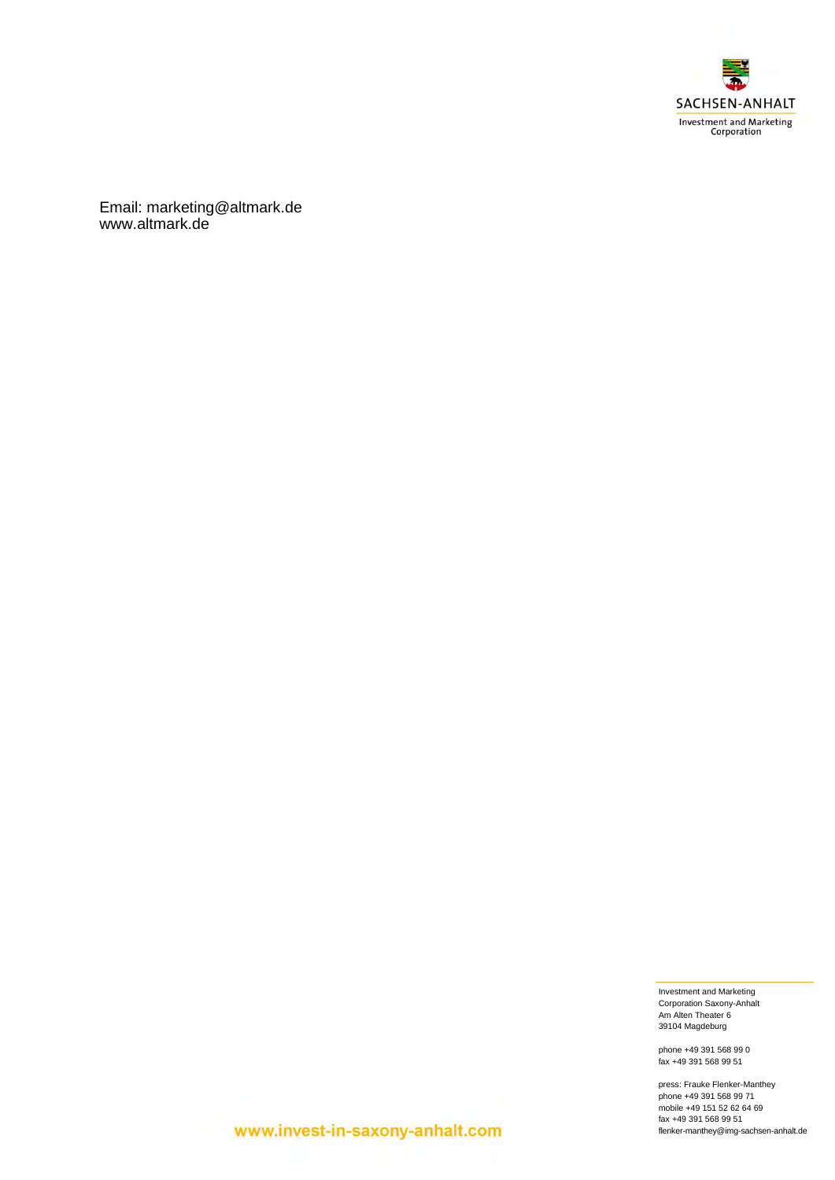Email: marketing@altmark.de
www.altmark.de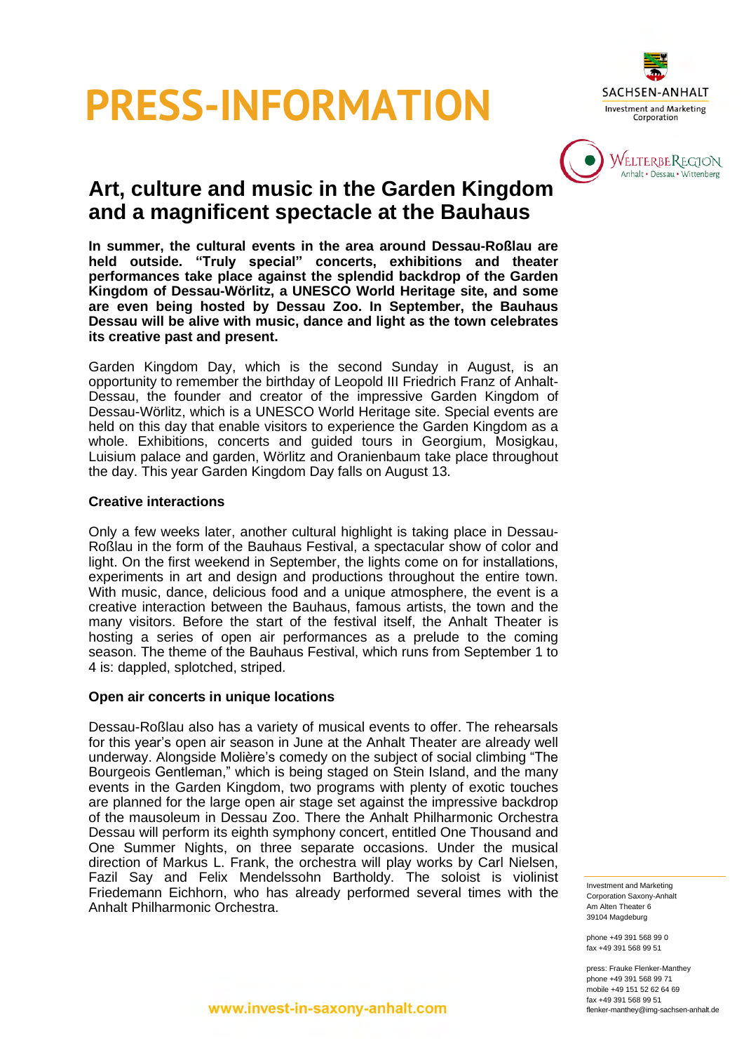# PRESS-INFORMATION

SACHSEN-ANHALT
Investment and Marketing Corporation

WELTERBEREGION
Anhalt • Dessau • Wittenberg

## Art, culture and music in the Garden Kingdom and a magnificent spectacle at the Bauhaus

**In summer, the cultural events in the area around Dessau-Roßlau are held outside. "Truly special" concerts, exhibitions and theater performances take place against the splendid backdrop of the Garden Kingdom of Dessau-Wörlitz, a UNESCO World Heritage site, and some are even being hosted by Dessau Zoo. In September, the Bauhaus Dessau will be alive with music, dance and light as the town celebrates its creative past and present.**

Garden Kingdom Day, which is the second Sunday in August, is an opportunity to remember the birthday of Leopold III Friedrich Franz of Anhalt-Dessau, the founder and creator of the impressive Garden Kingdom of Dessau-Wörlitz, which is a UNESCO World Heritage site. Special events are held on this day that enable visitors to experience the Garden Kingdom as a whole. Exhibitions, concerts and guided tours in Georgium, Mosigkau, Luisium palace and garden, Wörlitz and Oranienbaum take place throughout the day. This year Garden Kingdom Day falls on August 13.

### Creative interactions

Only a few weeks later, another cultural highlight is taking place in Dessau-Roßlau in the form of the Bauhaus Festival, a spectacular show of color and light. On the first weekend in September, the lights come on for installations, experiments in art and design and productions throughout the entire town. With music, dance, delicious food and a unique atmosphere, the event is a creative interaction between the Bauhaus, famous artists, the town and the many visitors. Before the start of the festival itself, the Anhalt Theater is hosting a series of open air performances as a prelude to the coming season. The theme of the Bauhaus Festival, which runs from September 1 to 4 is: dappled, splotched, striped.

### Open air concerts in unique locations

Dessau-Roßlau also has a variety of musical events to offer. The rehearsals for this year's open air season in June at the Anhalt Theater are already well underway. Alongside Molière's comedy on the subject of social climbing "The Bourgeois Gentleman," which is being staged on Stein Island, and the many events in the Garden Kingdom, two programs with plenty of exotic touches are planned for the large open air stage set against the impressive backdrop of the mausoleum in Dessau Zoo. There the Anhalt Philharmonic Orchestra Dessau will perform its eighth symphony concert, entitled One Thousand and One Summer Nights, on three separate occasions. Under the musical direction of Markus L. Frank, the orchestra will play works by Carl Nielsen, Fazil Say and Felix Mendelssohn Bartholdy. The soloist is violinist Friedemann Eichhorn, who has already performed several times with the Anhalt Philharmonic Orchestra.

Investment and Marketing Corporation Saxony-Anhalt
Am Alten Theater 6
39104 Magdeburg

phone +49 391 568 99 0
fax +49 391 568 99 51

press: Frauke Flenker-Manthey
phone +49 391 568 99 71
mobile +49 151 52 62 64 69
fax +49 391 568 99 51
flenker-manthey@img-sachsen-anhalt.de

www.invest-in-saxony-anhalt.com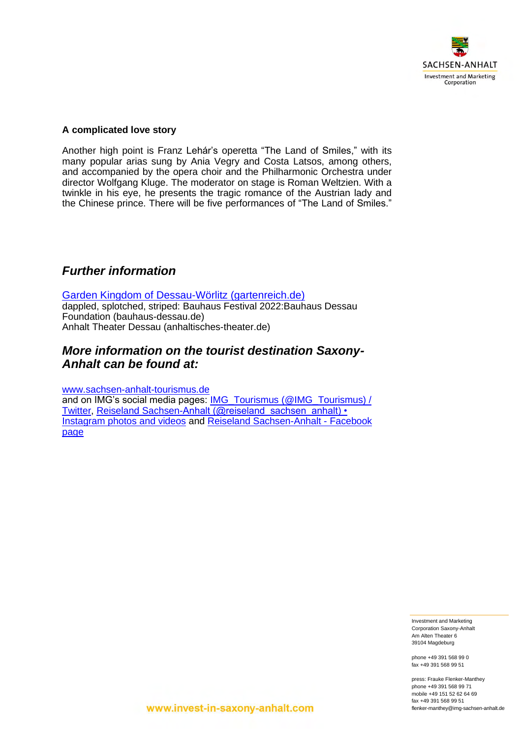**A complicated love story**

Another high point is Franz Lehár's operetta "The Land of Smiles," with its many popular arias sung by Ania Vegry and Costa Latsos, among others, and accompanied by the opera choir and the Philharmonic Orchestra under director Wolfgang Kluge. The moderator on stage is Roman Weltzien. With a twinkle in his eye, he presents the tragic romance of the Austrian lady and the Chinese prince. There will be five performances of "The Land of Smiles."

## *Further information*

Garden Kingdom of Dessau-Wörlitz (gartenreich.de)
dappled, splotched, striped: Bauhaus Festival 2022:Bauhaus Dessau Foundation (bauhaus-dessau.de)
Anhalt Theater Dessau (anhaltisches-theater.de)

## *More information on the tourist destination Saxony-Anhalt can be found at:*

www.sachsen-anhalt-tourismus.de
and on IMG's social media pages: IMG_Tourismus (@IMG_Tourismus) / Twitter, Reiseland Sachsen-Anhalt (@reiseland_sachsen_anhalt) • Instagram photos and videos and Reiseland Sachsen-Anhalt - Facebook page

Investment and Marketing Corporation Saxony-Anhalt
Am Alten Theater 6
39104 Magdeburg

phone +49 391 568 99 0
fax +49 391 568 99 51

press: Frauke Flenker-Manthey
phone +49 391 568 99 71
mobile +49 151 52 62 64 69
fax +49 391 568 99 51
flenker-manthey@img-sachsen-anhalt.de

www.invest-in-saxony-anhalt.com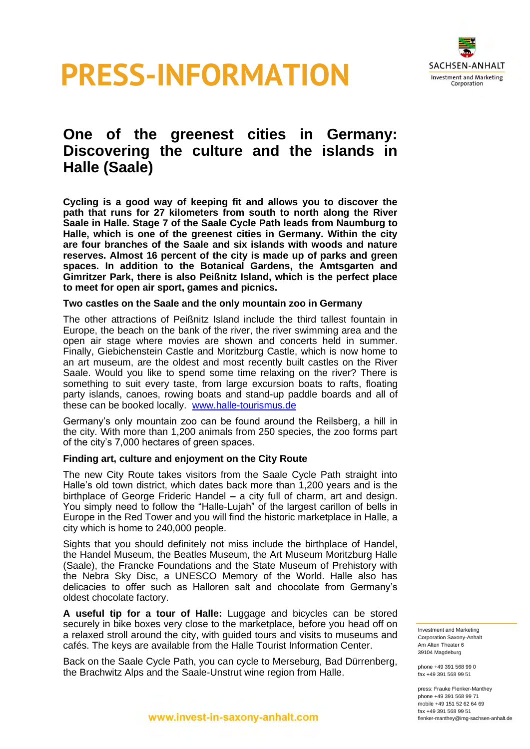# PRESS-INFORMATION

SACHSEN-ANHALT
Investment and Marketing Corporation

## One of the greenest cities in Germany: Discovering the culture and the islands in Halle (Saale)

**Cycling is a good way of keeping fit and allows you to discover the path that runs for 27 kilometers from south to north along the River Saale in Halle. Stage 7 of the Saale Cycle Path leads from Naumburg to Halle, which is one of the greenest cities in Germany. Within the city are four branches of the Saale and six islands with woods and nature reserves. Almost 16 percent of the city is made up of parks and green spaces. In addition to the Botanical Gardens, the Amtsgarten and Gimritzer Park, there is also Peißnitz Island, which is the perfect place to meet for open air sport, games and picnics.**

### Two castles on the Saale and the only mountain zoo in Germany

The other attractions of Peißnitz Island include the third tallest fountain in Europe, the beach on the bank of the river, the river swimming area and the open air stage where movies are shown and concerts held in summer. Finally, Giebichenstein Castle and Moritzburg Castle, which is now home to an art museum, are the oldest and most recently built castles on the River Saale. Would you like to spend some time relaxing on the river? There is something to suit every taste, from large excursion boats to rafts, floating party islands, canoes, rowing boats and stand-up paddle boards and all of these can be booked locally. [www.halle-tourismus.de](http://www.halle-tourismus.de)

Germany's only mountain zoo can be found around the Reilsberg, a hill in the city. With more than 1,200 animals from 250 species, the zoo forms part of the city's 7,000 hectares of green spaces.

### Finding art, culture and enjoyment on the City Route

The new City Route takes visitors from the Saale Cycle Path straight into Halle's old town district, which dates back more than 1,200 years and is the birthplace of George Frideric Handel **–** a city full of charm, art and design. You simply need to follow the "Halle-Lujah" of the largest carillon of bells in Europe in the Red Tower and you will find the historic marketplace in Halle, a city which is home to 240,000 people.

Sights that you should definitely not miss include the birthplace of Handel, the Handel Museum, the Beatles Museum, the Art Museum Moritzburg Halle (Saale), the Francke Foundations and the State Museum of Prehistory with the Nebra Sky Disc, a UNESCO Memory of the World. Halle also has delicacies to offer such as Halloren salt and chocolate from Germany's oldest chocolate factory.

**A useful tip for a tour of Halle:** Luggage and bicycles can be stored securely in bike boxes very close to the marketplace, before you head off on a relaxed stroll around the city, with guided tours and visits to museums and cafés. The keys are available from the Halle Tourist Information Center.

Back on the Saale Cycle Path, you can cycle to Merseburg, Bad Dürrenberg, the Brachwitz Alps and the Saale-Unstrut wine region from Halle.

Investment and Marketing Corporation Saxony-Anhalt
Am Alten Theater 6
39104 Magdeburg

phone +49 391 568 99 0
fax +49 391 568 99 51

press: Frauke Flenker-Manthey
phone +49 391 568 99 71
mobile +49 151 52 62 64 69
fax +49 391 568 99 51
flenker-manthey@img-sachsen-anhalt.de

www.invest-in-saxony-anhalt.com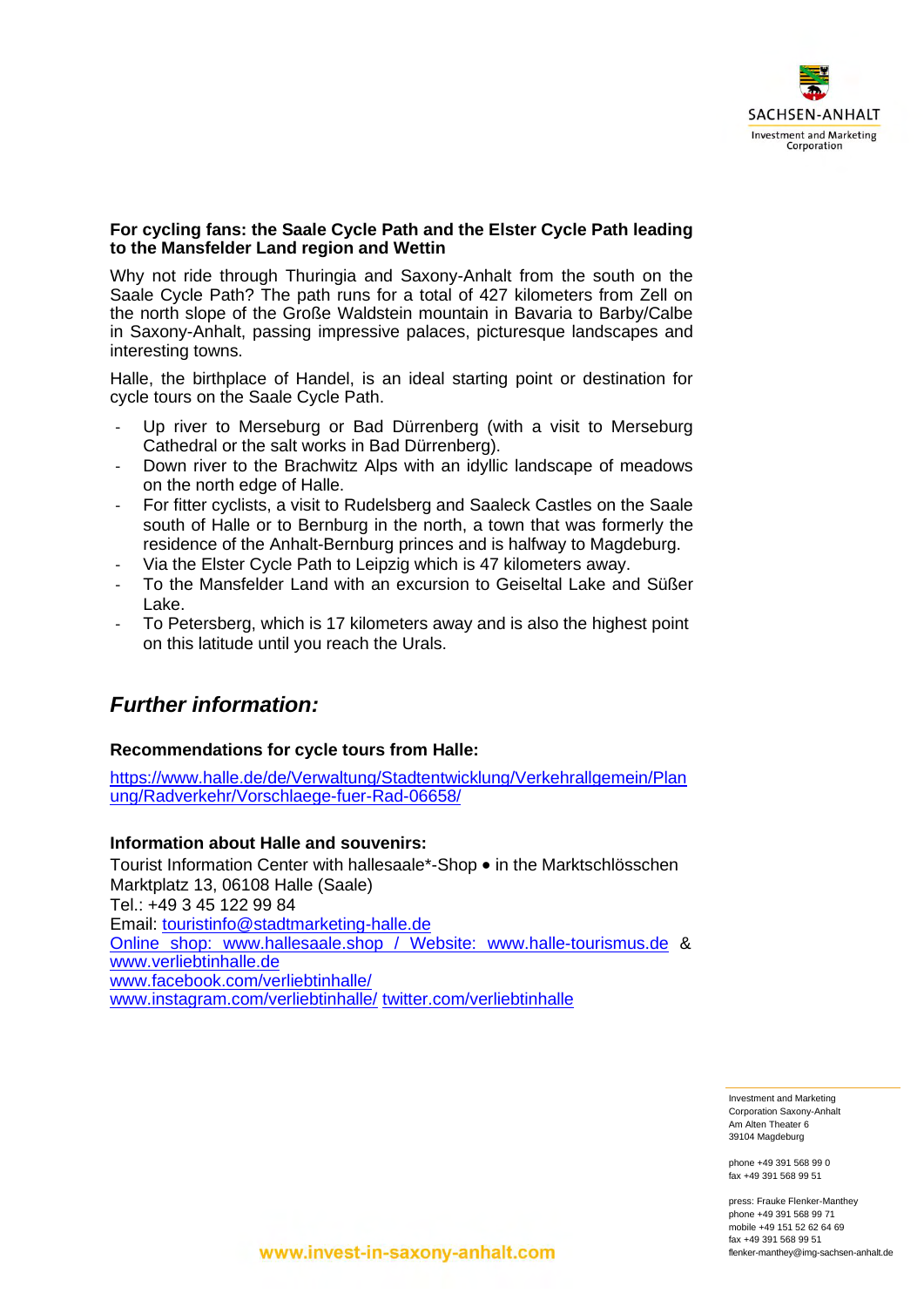**For cycling fans: the Saale Cycle Path and the Elster Cycle Path leading to the Mansfelder Land region and Wettin**

Why not ride through Thuringia and Saxony-Anhalt from the south on the Saale Cycle Path? The path runs for a total of 427 kilometers from Zell on the north slope of the Große Waldstein mountain in Bavaria to Barby/Calbe in Saxony-Anhalt, passing impressive palaces, picturesque landscapes and interesting towns.

Halle, the birthplace of Handel, is an ideal starting point or destination for cycle tours on the Saale Cycle Path.

- Up river to Merseburg or Bad Dürrenberg (with a visit to Merseburg Cathedral or the salt works in Bad Dürrenberg).
- Down river to the Brachwitz Alps with an idyllic landscape of meadows on the north edge of Halle.
- For fitter cyclists, a visit to Rudelsberg and Saaleck Castles on the Saale south of Halle or to Bernburg in the north, a town that was formerly the residence of the Anhalt-Bernburg princes and is halfway to Magdeburg.
- Via the Elster Cycle Path to Leipzig which is 47 kilometers away.
- To the Mansfelder Land with an excursion to Geiseltal Lake and Süßer Lake.
- To Petersberg, which is 17 kilometers away and is also the highest point on this latitude until you reach the Urals.

## *Further information:*

**Recommendations for cycle tours from Halle:**

https://www.halle.de/de/Verwaltung/Stadtentwicklung/Verkehrallgemein/Planung/Radverkehr/Vorschlaege-fuer-Rad-06658/

**Information about Halle and souvenirs:**

Tourist Information Center with hallesaale*-Shop • in the Marktschlösschen
Marktplatz 13, 06108 Halle (Saale)
Tel.: +49 3 45 122 99 84
Email: touristinfo@stadtmarketing-halle.de
Online shop: www.hallesaale.shop / Website: www.halle-tourismus.de & www.verliebtinhalle.de
www.facebook.com/verliebtinhalle/
www.instagram.com/verliebtinhalle/ twitter.com/verliebtinhalle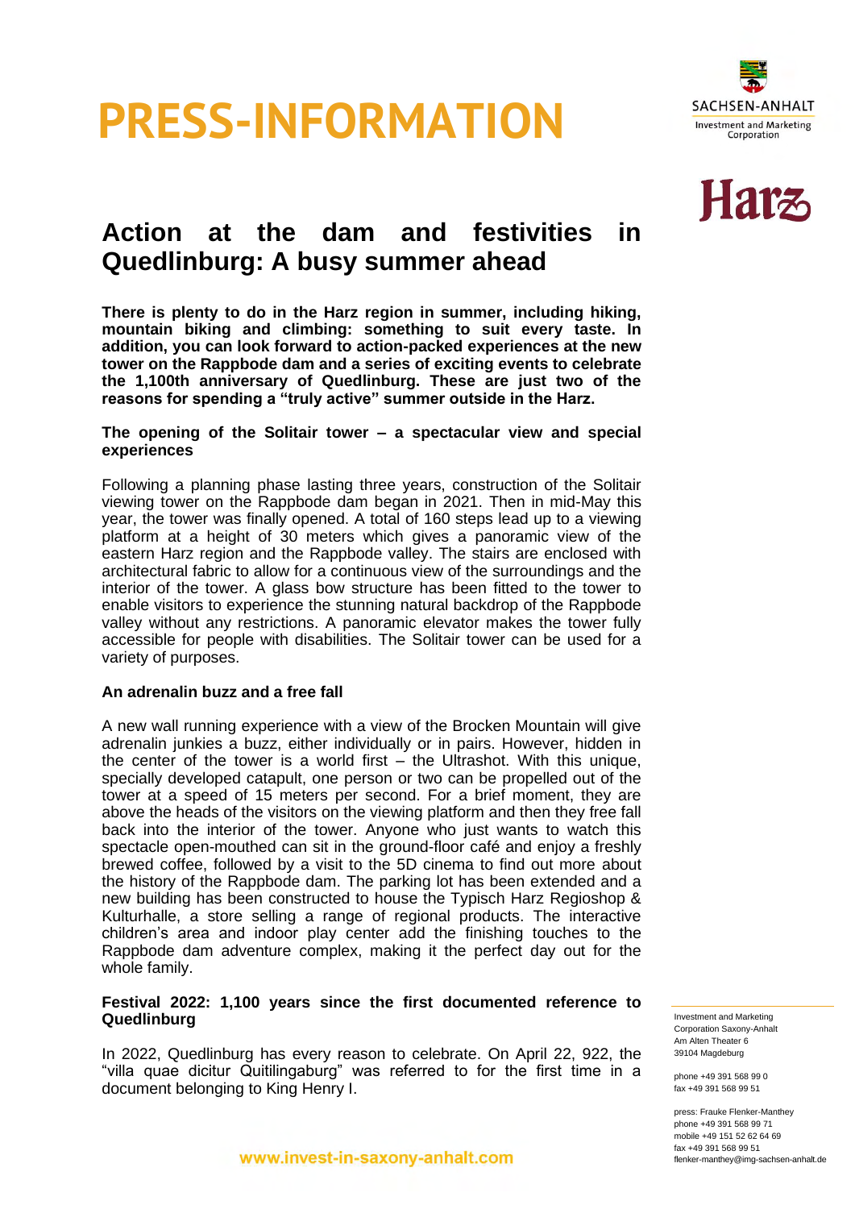# PRESS-INFORMATION

SACHSEN-ANHALT
Investment and Marketing Corporation

Harz

## Action at the dam and festivities in Quedlinburg: A busy summer ahead

**There is plenty to do in the Harz region in summer, including hiking, mountain biking and climbing: something to suit every taste. In addition, you can look forward to action-packed experiences at the new tower on the Rappbode dam and a series of exciting events to celebrate the 1,100th anniversary of Quedlinburg. These are just two of the reasons for spending a "truly active" summer outside in the Harz.**

### The opening of the Solitair tower – a spectacular view and special experiences

Following a planning phase lasting three years, construction of the Solitair viewing tower on the Rappbode dam began in 2021. Then in mid-May this year, the tower was finally opened. A total of 160 steps lead up to a viewing platform at a height of 30 meters which gives a panoramic view of the eastern Harz region and the Rappbode valley. The stairs are enclosed with architectural fabric to allow for a continuous view of the surroundings and the interior of the tower. A glass bow structure has been fitted to the tower to enable visitors to experience the stunning natural backdrop of the Rappbode valley without any restrictions. A panoramic elevator makes the tower fully accessible for people with disabilities. The Solitair tower can be used for a variety of purposes.

### An adrenalin buzz and a free fall

A new wall running experience with a view of the Brocken Mountain will give adrenalin junkies a buzz, either individually or in pairs. However, hidden in the center of the tower is a world first – the Ultrashot. With this unique, specially developed catapult, one person or two can be propelled out of the tower at a speed of 15 meters per second. For a brief moment, they are above the heads of the visitors on the viewing platform and then they free fall back into the interior of the tower. Anyone who just wants to watch this spectacle open-mouthed can sit in the ground-floor café and enjoy a freshly brewed coffee, followed by a visit to the 5D cinema to find out more about the history of the Rappbode dam. The parking lot has been extended and a new building has been constructed to house the Typisch Harz Regioshop & Kulturhalle, a store selling a range of regional products. The interactive children's area and indoor play center add the finishing touches to the Rappbode dam adventure complex, making it the perfect day out for the whole family.

### Festival 2022: 1,100 years since the first documented reference to Quedlinburg

In 2022, Quedlinburg has every reason to celebrate. On April 22, 922, the "villa quae dicitur Quitilingaburg" was referred to for the first time in a document belonging to King Henry I.

Investment and Marketing Corporation Saxony-Anhalt
Am Alten Theater 6
39104 Magdeburg

phone +49 391 568 99 0
fax +49 391 568 99 51

press: Frauke Flenker-Manthey
phone +49 391 568 99 71
mobile +49 151 52 62 64 69
fax +49 391 568 99 51
flenker-manthey@img-sachsen-anhalt.de

www.invest-in-saxony-anhalt.com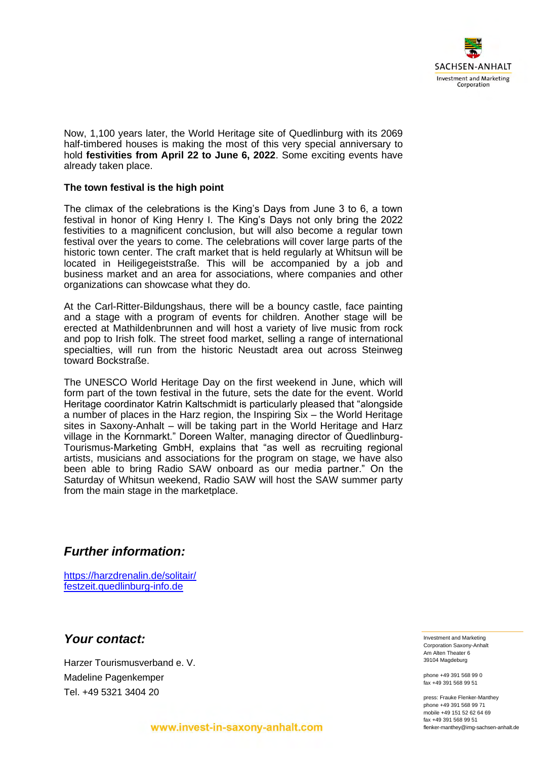Now, 1,100 years later, the World Heritage site of Quedlinburg with its 2069 half-timbered houses is making the most of this very special anniversary to hold **festivities from April 22 to June 6, 2022**. Some exciting events have already taken place.

**The town festival is the high point**

The climax of the celebrations is the King's Days from June 3 to 6, a town festival in honor of King Henry I. The King's Days not only bring the 2022 festivities to a magnificent conclusion, but will also become a regular town festival over the years to come. The celebrations will cover large parts of the historic town center. The craft market that is held regularly at Whitsun will be located in Heiligegeiststraße. This will be accompanied by a job and business market and an area for associations, where companies and other organizations can showcase what they do.

At the Carl-Ritter-Bildungshaus, there will be a bouncy castle, face painting and a stage with a program of events for children. Another stage will be erected at Mathildenbrunnen and will host a variety of live music from rock and pop to Irish folk. The street food market, selling a range of international specialties, will run from the historic Neustadt area out across Steinweg toward Bockstraße.

The UNESCO World Heritage Day on the first weekend in June, which will form part of the town festival in the future, sets the date for the event. World Heritage coordinator Katrin Kaltschmidt is particularly pleased that "alongside a number of places in the Harz region, the Inspiring Six – the World Heritage sites in Saxony-Anhalt – will be taking part in the World Heritage and Harz village in the Kornmarkt." Doreen Walter, managing director of Quedlinburg-Tourismus-Marketing GmbH, explains that "as well as recruiting regional artists, musicians and associations for the program on stage, we have also been able to bring Radio SAW onboard as our media partner." On the Saturday of Whitsun weekend, Radio SAW will host the SAW summer party from the main stage in the marketplace.

## *Further information:*

https://harzdrenalin.de/solitair/
festzeit.quedlinburg-info.de

## *Your contact:*

Harzer Tourismusverband e. V.
Madeline Pagenkemper
Tel. +49 5321 3404 20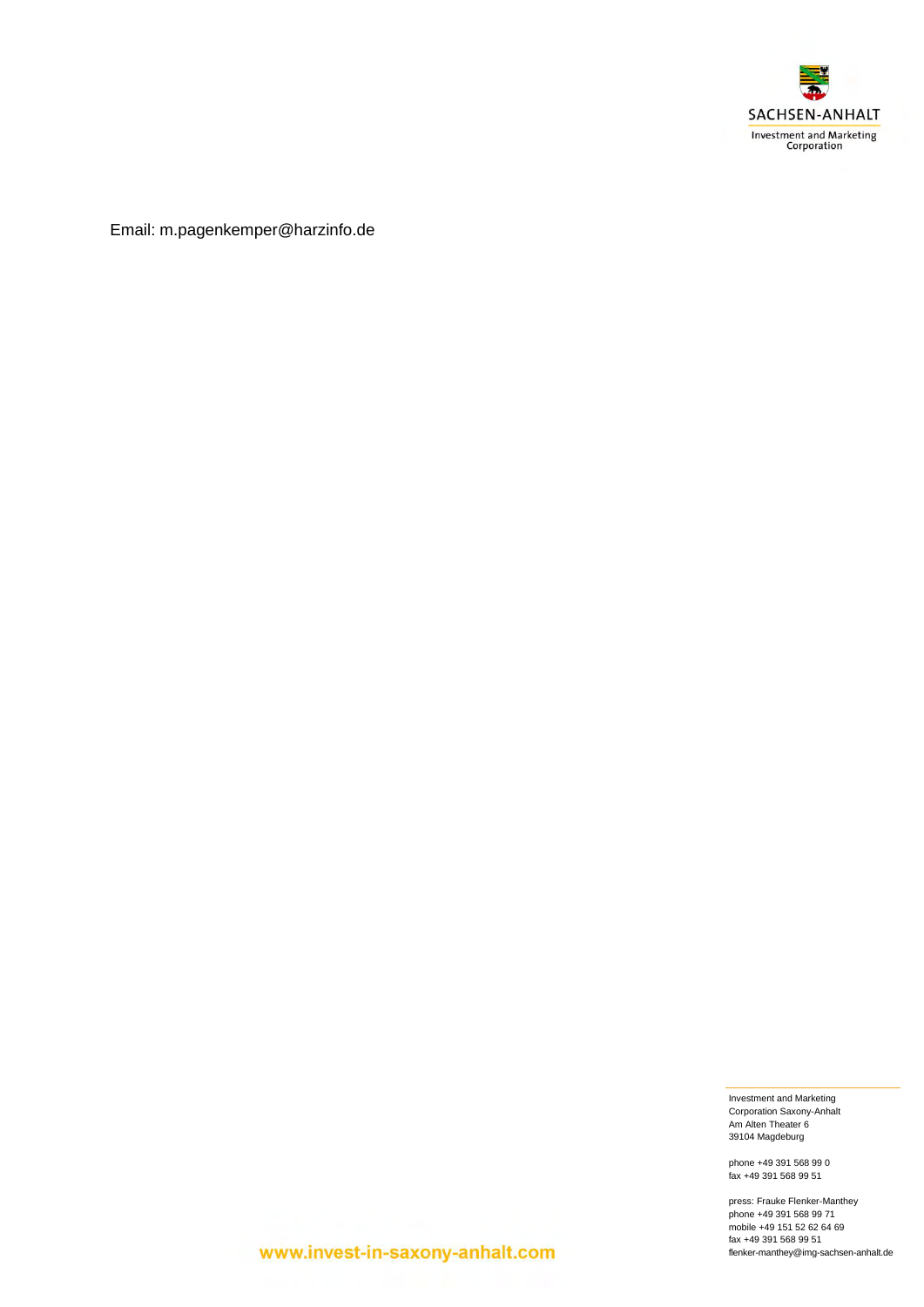Email: m.pagenkemper@harzinfo.de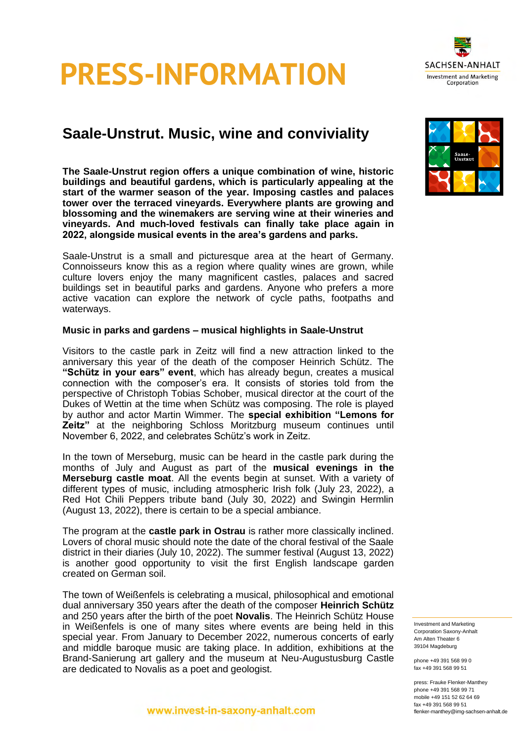# PRESS-INFORMATION

SACHSEN-ANHALT
Investment and Marketing Corporation

## Saale-Unstrut. Music, wine and conviviality

**The Saale-Unstrut region offers a unique combination of wine, historic buildings and beautiful gardens, which is particularly appealing at the start of the warmer season of the year. Imposing castles and palaces tower over the terraced vineyards. Everywhere plants are growing and blossoming and the winemakers are serving wine at their wineries and vineyards. And much-loved festivals can finally take place again in 2022, alongside musical events in the area's gardens and parks.**

Saale-Unstrut is a small and picturesque area at the heart of Germany. Connoisseurs know this as a region where quality wines are grown, while culture lovers enjoy the many magnificent castles, palaces and sacred buildings set in beautiful parks and gardens. Anyone who prefers a more active vacation can explore the network of cycle paths, footpaths and waterways.

### Music in parks and gardens – musical highlights in Saale-Unstrut

Visitors to the castle park in Zeitz will find a new attraction linked to the anniversary this year of the death of the composer Heinrich Schütz. The **"Schütz in your ears" event**, which has already begun, creates a musical connection with the composer's era. It consists of stories told from the perspective of Christoph Tobias Schober, musical director at the court of the Dukes of Wettin at the time when Schütz was composing. The role is played by author and actor Martin Wimmer. The **special exhibition "Lemons for Zeitz"** at the neighboring Schloss Moritzburg museum continues until November 6, 2022, and celebrates Schütz's work in Zeitz.

In the town of Merseburg, music can be heard in the castle park during the months of July and August as part of the **musical evenings in the Merseburg castle moat**. All the events begin at sunset. With a variety of different types of music, including atmospheric Irish folk (July 23, 2022), a Red Hot Chili Peppers tribute band (July 30, 2022) and Swingin Hermlin (August 13, 2022), there is certain to be a special ambiance.

The program at the **castle park in Ostrau** is rather more classically inclined. Lovers of choral music should note the date of the choral festival of the Saale district in their diaries (July 10, 2022). The summer festival (August 13, 2022) is another good opportunity to visit the first English landscape garden created on German soil.

The town of Weißenfels is celebrating a musical, philosophical and emotional dual anniversary 350 years after the death of the composer **Heinrich Schütz** and 250 years after the birth of the poet **Novalis**. The Heinrich Schütz House in Weißenfels is one of many sites where events are being held in this special year. From January to December 2022, numerous concerts of early and middle baroque music are taking place. In addition, exhibitions at the Brand-Sanierung art gallery and the museum at Neu-Augustusburg Castle are dedicated to Novalis as a poet and geologist.

Investment and Marketing Corporation Saxony-Anhalt
Am Alten Theater 6
39104 Magdeburg

phone +49 391 568 99 0
fax +49 391 568 99 51

press: Frauke Flenker-Manthey
phone +49 391 568 99 71
mobile +49 151 52 62 64 69
fax +49 391 568 99 51
flenker-manthey@img-sachsen-anhalt.de

www.invest-in-saxony-anhalt.com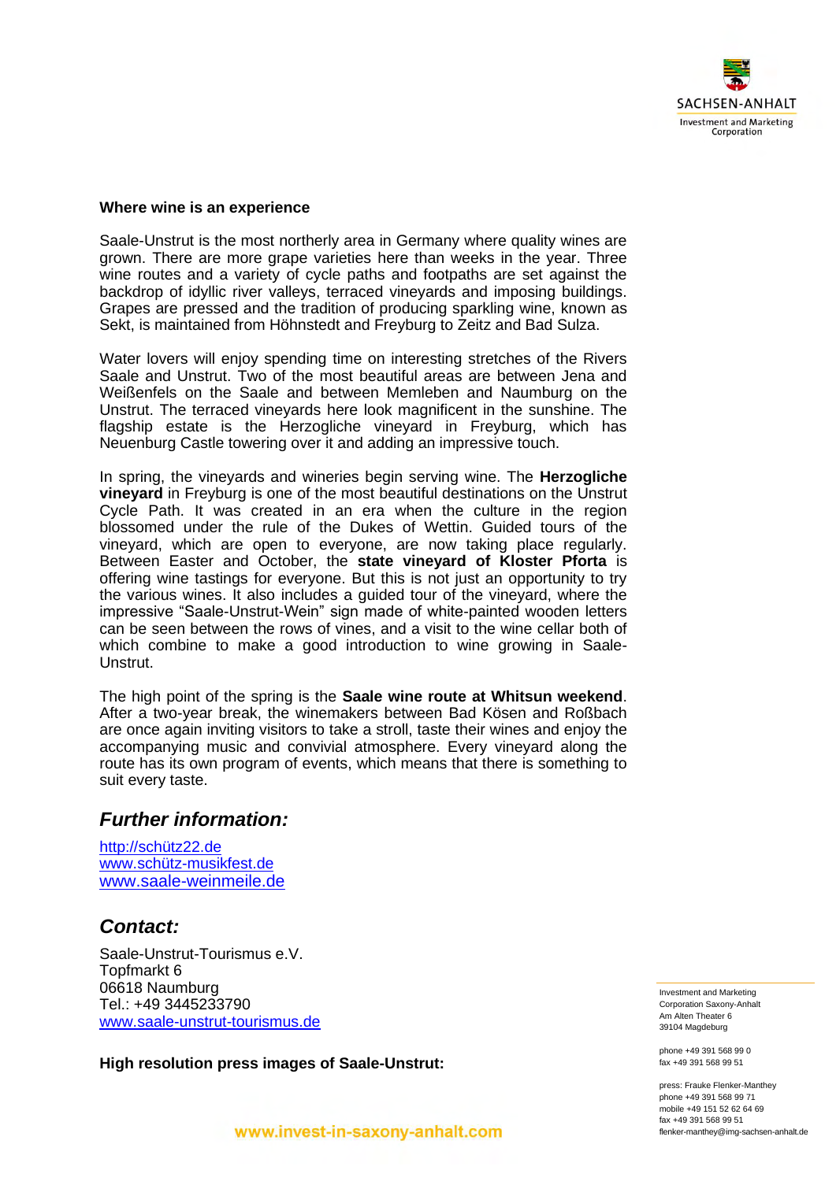**Where wine is an experience**

Saale-Unstrut is the most northerly area in Germany where quality wines are grown. There are more grape varieties here than weeks in the year. Three wine routes and a variety of cycle paths and footpaths are set against the backdrop of idyllic river valleys, terraced vineyards and imposing buildings. Grapes are pressed and the tradition of producing sparkling wine, known as Sekt, is maintained from Höhnstedt and Freyburg to Zeitz and Bad Sulza.

Water lovers will enjoy spending time on interesting stretches of the Rivers Saale and Unstrut. Two of the most beautiful areas are between Jena and Weißenfels on the Saale and between Memleben and Naumburg on the Unstrut. The terraced vineyards here look magnificent in the sunshine. The flagship estate is the Herzogliche vineyard in Freyburg, which has Neuenburg Castle towering over it and adding an impressive touch.

In spring, the vineyards and wineries begin serving wine. The **Herzogliche vineyard** in Freyburg is one of the most beautiful destinations on the Unstrut Cycle Path. It was created in an era when the culture in the region blossomed under the rule of the Dukes of Wettin. Guided tours of the vineyard, which are open to everyone, are now taking place regularly. Between Easter and October, the **state vineyard of Kloster Pforta** is offering wine tastings for everyone. But this is not just an opportunity to try the various wines. It also includes a guided tour of the vineyard, where the impressive "Saale-Unstrut-Wein" sign made of white-painted wooden letters can be seen between the rows of vines, and a visit to the wine cellar both of which combine to make a good introduction to wine growing in Saale-Unstrut.

The high point of the spring is the **Saale wine route at Whitsun weekend**. After a two-year break, the winemakers between Bad Kösen and Roßbach are once again inviting visitors to take a stroll, taste their wines and enjoy the accompanying music and convivial atmosphere. Every vineyard along the route has its own program of events, which means that there is something to suit every taste.

## *Further information:*

http://schütz22.de
www.schütz-musikfest.de
www.saale-weinmeile.de

## *Contact:*

Saale-Unstrut-Tourismus e.V.
Topfmarkt 6
06618 Naumburg
Tel.: +49 3445233790
www.saale-unstrut-tourismus.de

**High resolution press images of Saale-Unstrut:**

Investment and Marketing Corporation Saxony-Anhalt
Am Alten Theater 6
39104 Magdeburg

phone +49 391 568 99 0
fax +49 391 568 99 51

press: Frauke Flenker-Manthey
phone +49 391 568 99 71
mobile +49 151 52 62 64 69
fax +49 391 568 99 51
flenker-manthey@img-sachsen-anhalt.de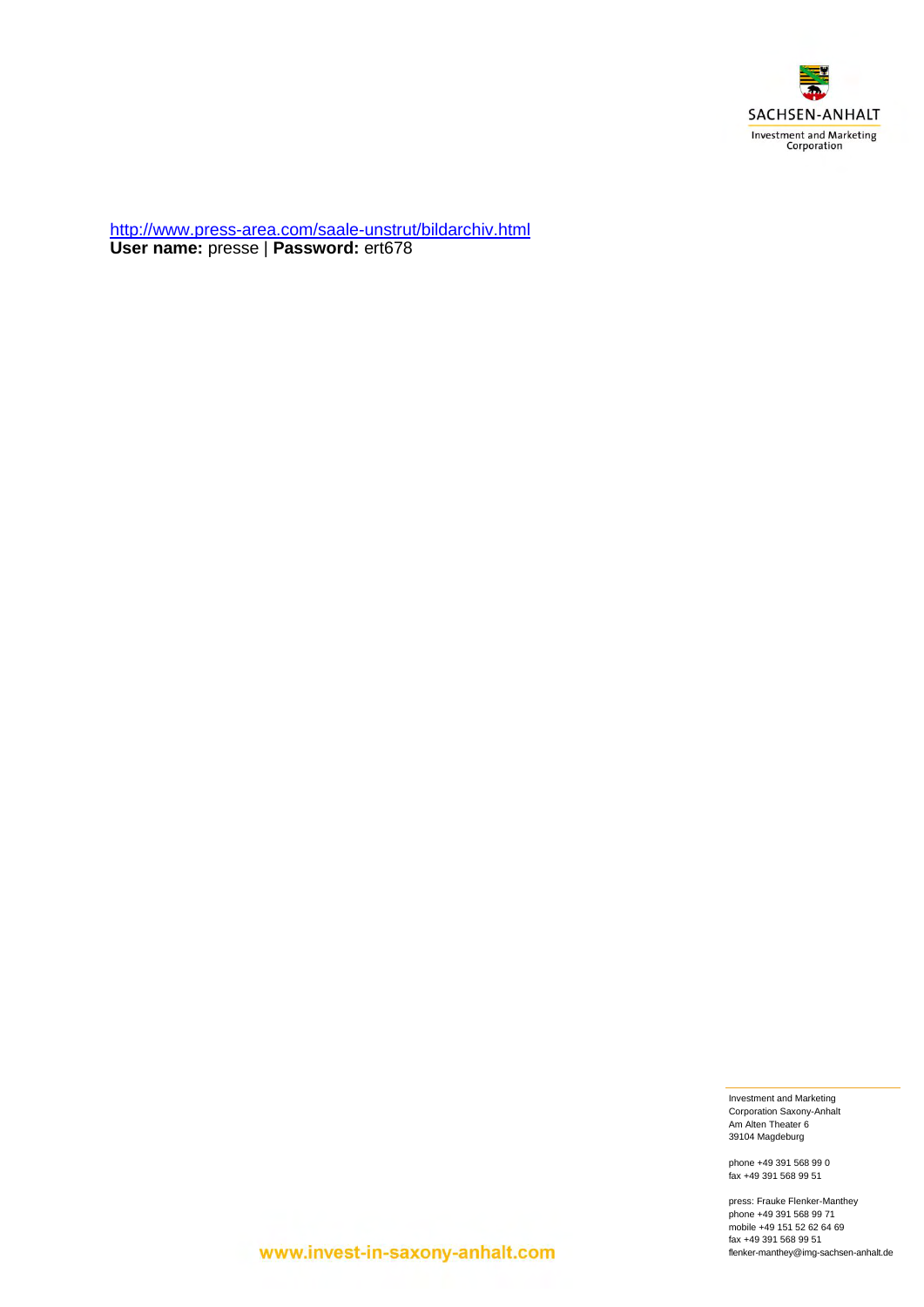SACHSEN-ANHALT
Investment and Marketing Corporation

http://www.press-area.com/saale-unstrut/bildarchiv.html
**User name:** presse | **Password:** ert678

Investment and Marketing
Corporation Saxony-Anhalt
Am Alten Theater 6
39104 Magdeburg

phone +49 391 568 99 0
fax +49 391 568 99 51

press: Frauke Flenker-Manthey
phone +49 391 568 99 71
mobile +49 151 52 62 64 69
fax +49 391 568 99 51
flenker-manthey@img-sachsen-anhalt.de

www.invest-in-saxony-anhalt.com